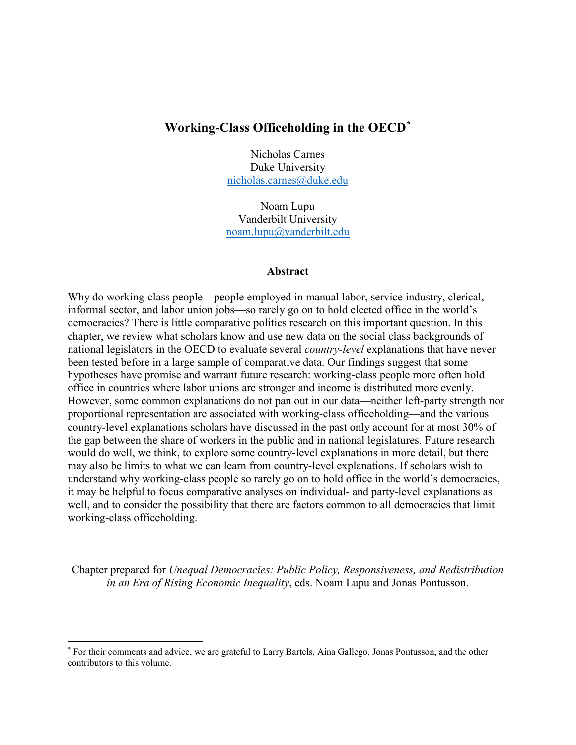# Working-Class Officeholding in the OECD[*]

Nicholas Carnes
Duke University
nicholas.carnes@duke.edu

Noam Lupu
Vanderbilt University
noam.lupu@vanderbilt.edu

## Abstract

Why do working-class people—people employed in manual labor, service industry, clerical, informal sector, and labor union jobs—so rarely go on to hold elected office in the world's democracies? There is little comparative politics research on this important question. In this chapter, we review what scholars know and use new data on the social class backgrounds of national legislators in the OECD to evaluate several *country-level* explanations that have never been tested before in a large sample of comparative data. Our findings suggest that some hypotheses have promise and warrant future research: working-class people more often hold office in countries where labor unions are stronger and income is distributed more evenly. However, some common explanations do not pan out in our data—neither left-party strength nor proportional representation are associated with working-class officeholding—and the various country-level explanations scholars have discussed in the past only account for at most 30% of the gap between the share of workers in the public and in national legislatures. Future research would do well, we think, to explore some country-level explanations in more detail, but there may also be limits to what we can learn from country-level explanations. If scholars wish to understand why working-class people so rarely go on to hold office in the world's democracies, it may be helpful to focus comparative analyses on individual- and party-level explanations as well, and to consider the possibility that there are factors common to all democracies that limit working-class officeholding.

Chapter prepared for *Unequal Democracies: Public Policy, Responsiveness, and Redistribution in an Era of Rising Economic Inequality*, eds. Noam Lupu and Jonas Pontusson.

[*] For their comments and advice, we are grateful to Larry Bartels, Aina Gallego, Jonas Pontusson, and the other contributors to this volume.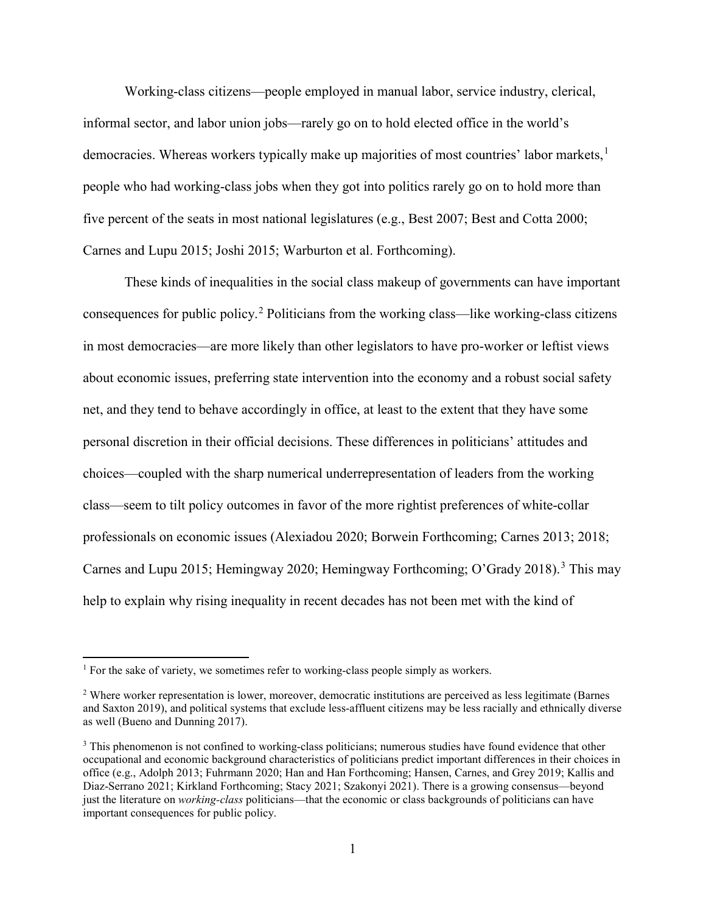Working-class citizens—people employed in manual labor, service industry, clerical, informal sector, and labor union jobs—rarely go on to hold elected office in the world's democracies. Whereas workers typically make up majorities of most countries' labor markets,[1] people who had working-class jobs when they got into politics rarely go on to hold more than five percent of the seats in most national legislatures (e.g., Best 2007; Best and Cotta 2000; Carnes and Lupu 2015; Joshi 2015; Warburton et al. Forthcoming).

These kinds of inequalities in the social class makeup of governments can have important consequences for public policy.[2] Politicians from the working class—like working-class citizens in most democracies—are more likely than other legislators to have pro-worker or leftist views about economic issues, preferring state intervention into the economy and a robust social safety net, and they tend to behave accordingly in office, at least to the extent that they have some personal discretion in their official decisions. These differences in politicians' attitudes and choices—coupled with the sharp numerical underrepresentation of leaders from the working class—seem to tilt policy outcomes in favor of the more rightist preferences of white-collar professionals on economic issues (Alexiadou 2020; Borwein Forthcoming; Carnes 2013; 2018; Carnes and Lupu 2015; Hemingway 2020; Hemingway Forthcoming; O'Grady 2018).[3] This may help to explain why rising inequality in recent decades has not been met with the kind of

[1] For the sake of variety, we sometimes refer to working-class people simply as workers.

[2] Where worker representation is lower, moreover, democratic institutions are perceived as less legitimate (Barnes and Saxton 2019), and political systems that exclude less-affluent citizens may be less racially and ethnically diverse as well (Bueno and Dunning 2017).

[3] This phenomenon is not confined to working-class politicians; numerous studies have found evidence that other occupational and economic background characteristics of politicians predict important differences in their choices in office (e.g., Adolph 2013; Fuhrmann 2020; Han and Han Forthcoming; Hansen, Carnes, and Grey 2019; Kallis and Diaz-Serrano 2021; Kirkland Forthcoming; Stacy 2021; Szakonyi 2021). There is a growing consensus—beyond just the literature on *working-class* politicians—that the economic or class backgrounds of politicians can have important consequences for public policy.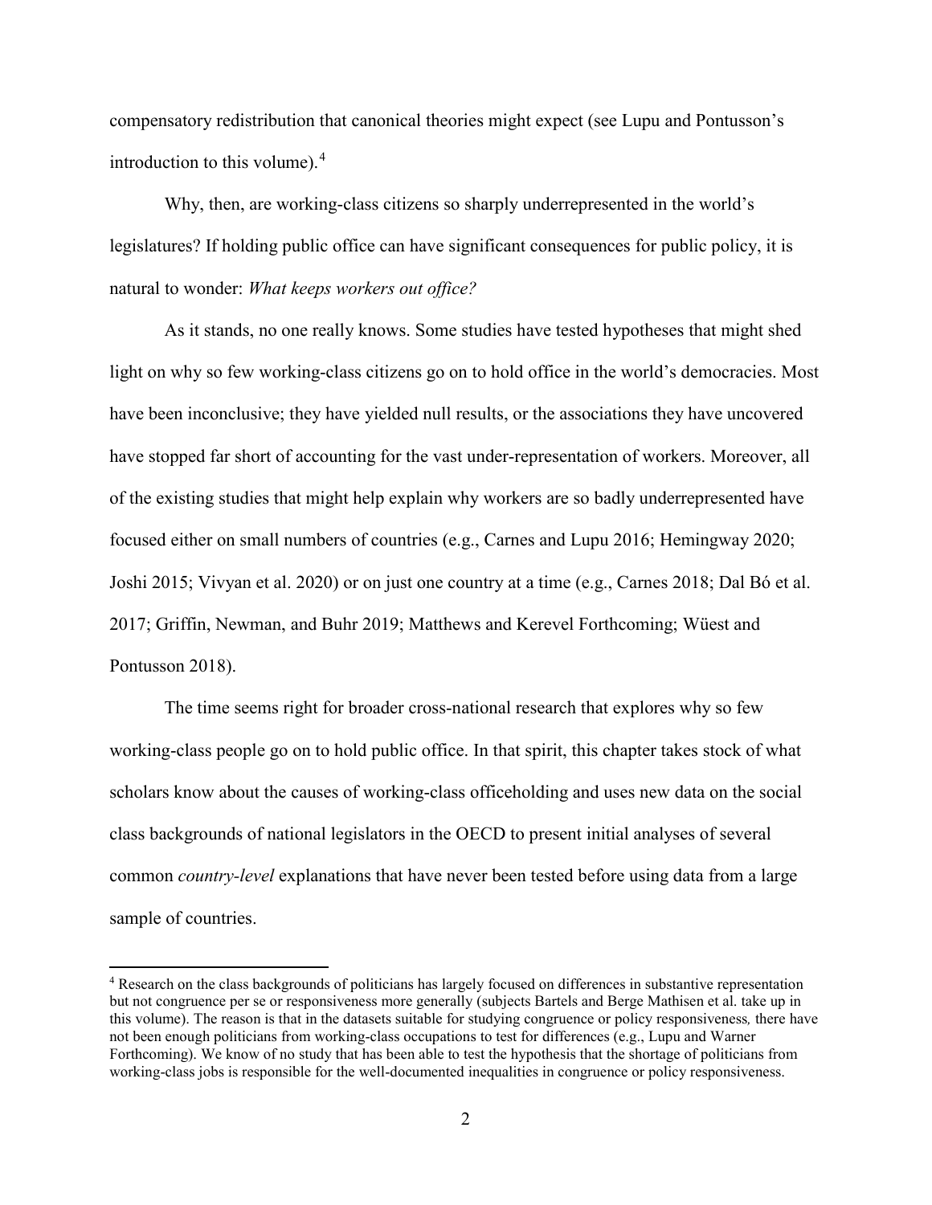compensatory redistribution that canonical theories might expect (see Lupu and Pontusson's introduction to this volume).[4]

Why, then, are working-class citizens so sharply underrepresented in the world's legislatures? If holding public office can have significant consequences for public policy, it is natural to wonder: *What keeps workers out office?*

As it stands, no one really knows. Some studies have tested hypotheses that might shed light on why so few working-class citizens go on to hold office in the world's democracies. Most have been inconclusive; they have yielded null results, or the associations they have uncovered have stopped far short of accounting for the vast under-representation of workers. Moreover, all of the existing studies that might help explain why workers are so badly underrepresented have focused either on small numbers of countries (e.g., Carnes and Lupu 2016; Hemingway 2020; Joshi 2015; Vivyan et al. 2020) or on just one country at a time (e.g., Carnes 2018; Dal Bó et al. 2017; Griffin, Newman, and Buhr 2019; Matthews and Kerevel Forthcoming; Wüest and Pontusson 2018).

The time seems right for broader cross-national research that explores why so few working-class people go on to hold public office. In that spirit, this chapter takes stock of what scholars know about the causes of working-class officeholding and uses new data on the social class backgrounds of national legislators in the OECD to present initial analyses of several common *country-level* explanations that have never been tested before using data from a large sample of countries.

[4] Research on the class backgrounds of politicians has largely focused on differences in substantive representation but not congruence per se or responsiveness more generally (subjects Bartels and Berge Mathisen et al. take up in this volume). The reason is that in the datasets suitable for studying congruence or policy responsiveness*,* there have not been enough politicians from working-class occupations to test for differences (e.g., Lupu and Warner Forthcoming). We know of no study that has been able to test the hypothesis that the shortage of politicians from working-class jobs is responsible for the well-documented inequalities in congruence or policy responsiveness.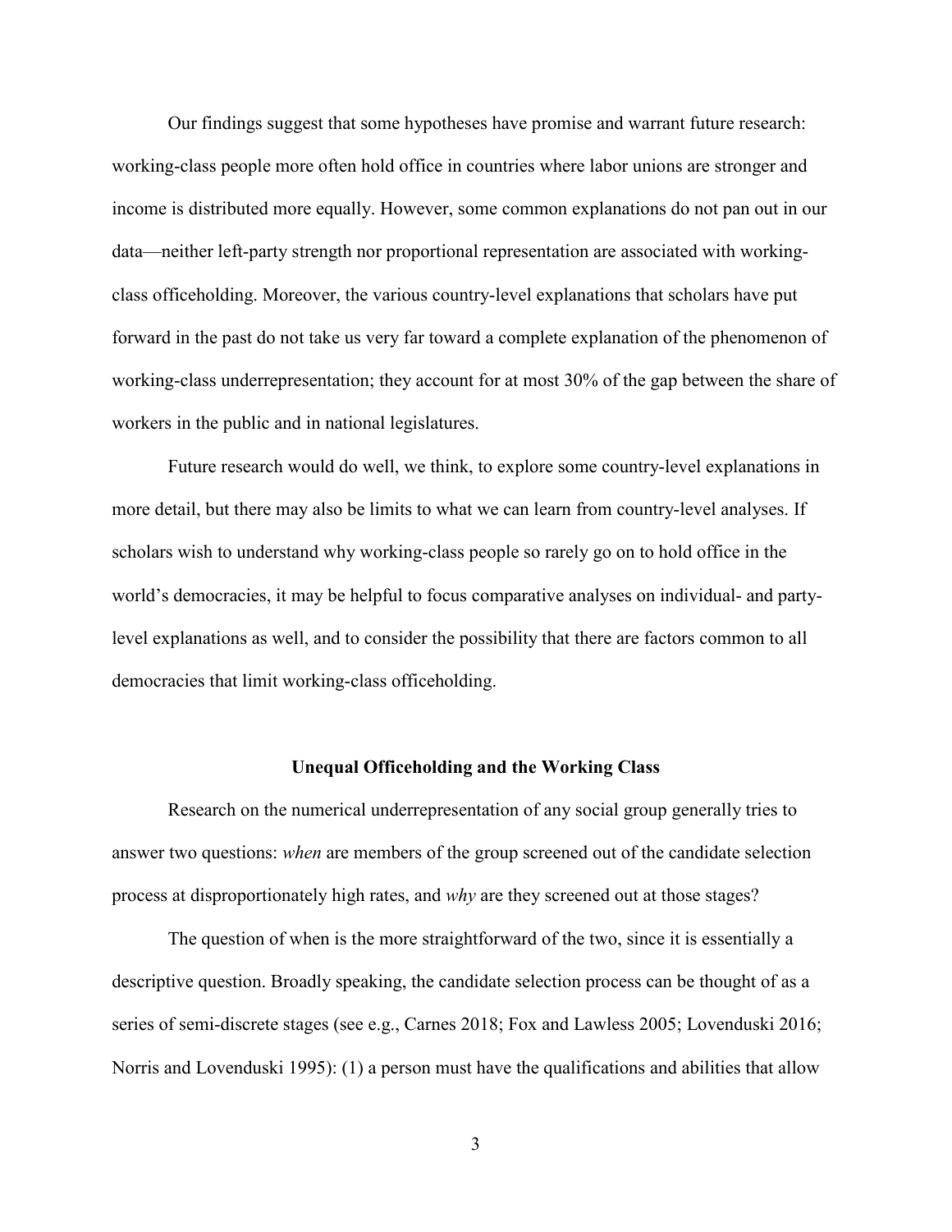Our findings suggest that some hypotheses have promise and warrant future research: working-class people more often hold office in countries where labor unions are stronger and income is distributed more equally. However, some common explanations do not pan out in our data—neither left-party strength nor proportional representation are associated with working-class officeholding. Moreover, the various country-level explanations that scholars have put forward in the past do not take us very far toward a complete explanation of the phenomenon of working-class underrepresentation; they account for at most 30% of the gap between the share of workers in the public and in national legislatures.

Future research would do well, we think, to explore some country-level explanations in more detail, but there may also be limits to what we can learn from country-level analyses. If scholars wish to understand why working-class people so rarely go on to hold office in the world's democracies, it may be helpful to focus comparative analyses on individual- and party-level explanations as well, and to consider the possibility that there are factors common to all democracies that limit working-class officeholding.

## Unequal Officeholding and the Working Class

Research on the numerical underrepresentation of any social group generally tries to answer two questions: *when* are members of the group screened out of the candidate selection process at disproportionately high rates, and *why* are they screened out at those stages?

The question of when is the more straightforward of the two, since it is essentially a descriptive question. Broadly speaking, the candidate selection process can be thought of as a series of semi-discrete stages (see e.g., Carnes 2018; Fox and Lawless 2005; Lovenduski 2016; Norris and Lovenduski 1995): (1) a person must have the qualifications and abilities that allow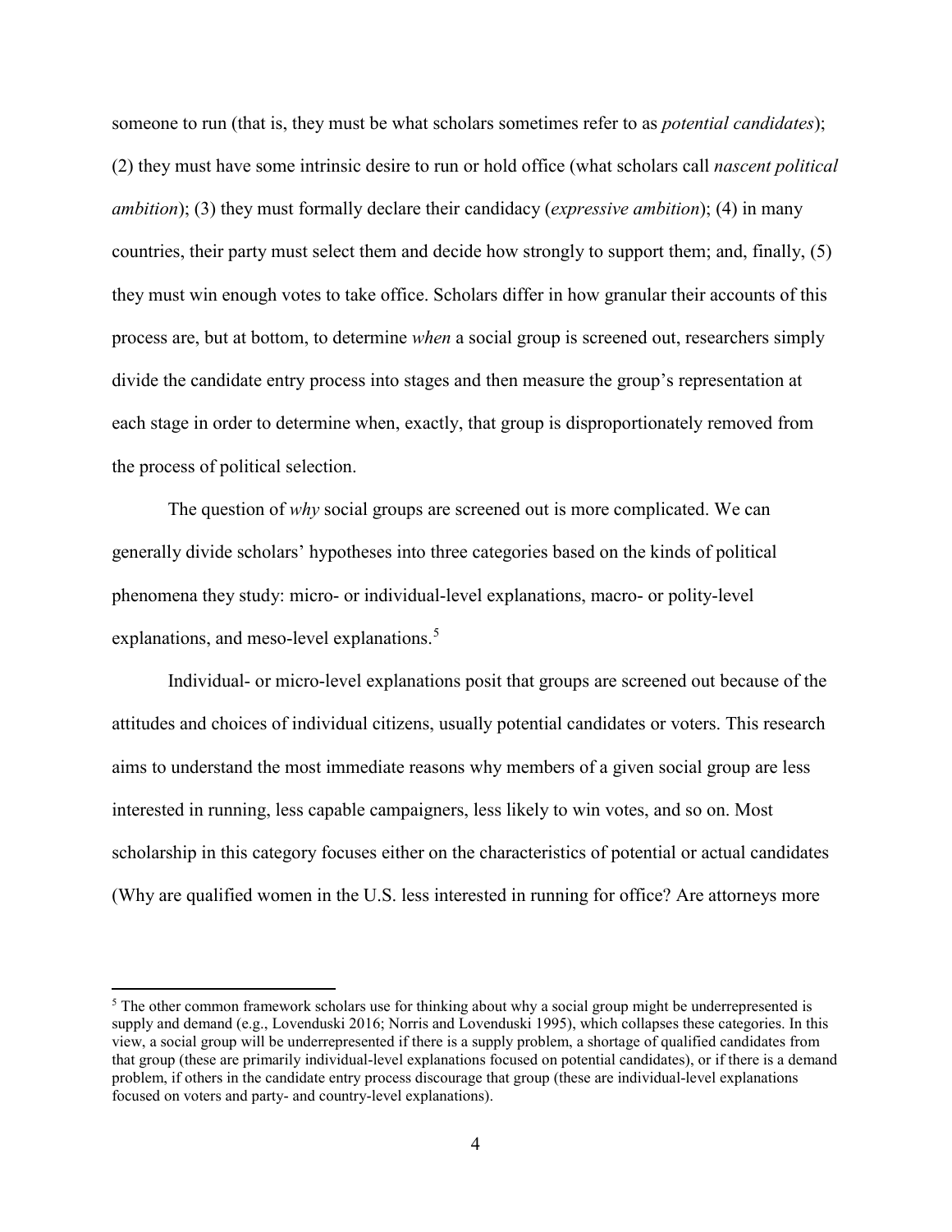someone to run (that is, they must be what scholars sometimes refer to as *potential candidates*); (2) they must have some intrinsic desire to run or hold office (what scholars call *nascent political ambition*); (3) they must formally declare their candidacy (*expressive ambition*); (4) in many countries, their party must select them and decide how strongly to support them; and, finally, (5) they must win enough votes to take office. Scholars differ in how granular their accounts of this process are, but at bottom, to determine *when* a social group is screened out, researchers simply divide the candidate entry process into stages and then measure the group's representation at each stage in order to determine when, exactly, that group is disproportionately removed from the process of political selection.

The question of *why* social groups are screened out is more complicated. We can generally divide scholars' hypotheses into three categories based on the kinds of political phenomena they study: micro- or individual-level explanations, macro- or polity-level explanations, and meso-level explanations.[5]

Individual- or micro-level explanations posit that groups are screened out because of the attitudes and choices of individual citizens, usually potential candidates or voters. This research aims to understand the most immediate reasons why members of a given social group are less interested in running, less capable campaigners, less likely to win votes, and so on. Most scholarship in this category focuses either on the characteristics of potential or actual candidates (Why are qualified women in the U.S. less interested in running for office? Are attorneys more

[5] The other common framework scholars use for thinking about why a social group might be underrepresented is supply and demand (e.g., Lovenduski 2016; Norris and Lovenduski 1995), which collapses these categories. In this view, a social group will be underrepresented if there is a supply problem, a shortage of qualified candidates from that group (these are primarily individual-level explanations focused on potential candidates), or if there is a demand problem, if others in the candidate entry process discourage that group (these are individual-level explanations focused on voters and party- and country-level explanations).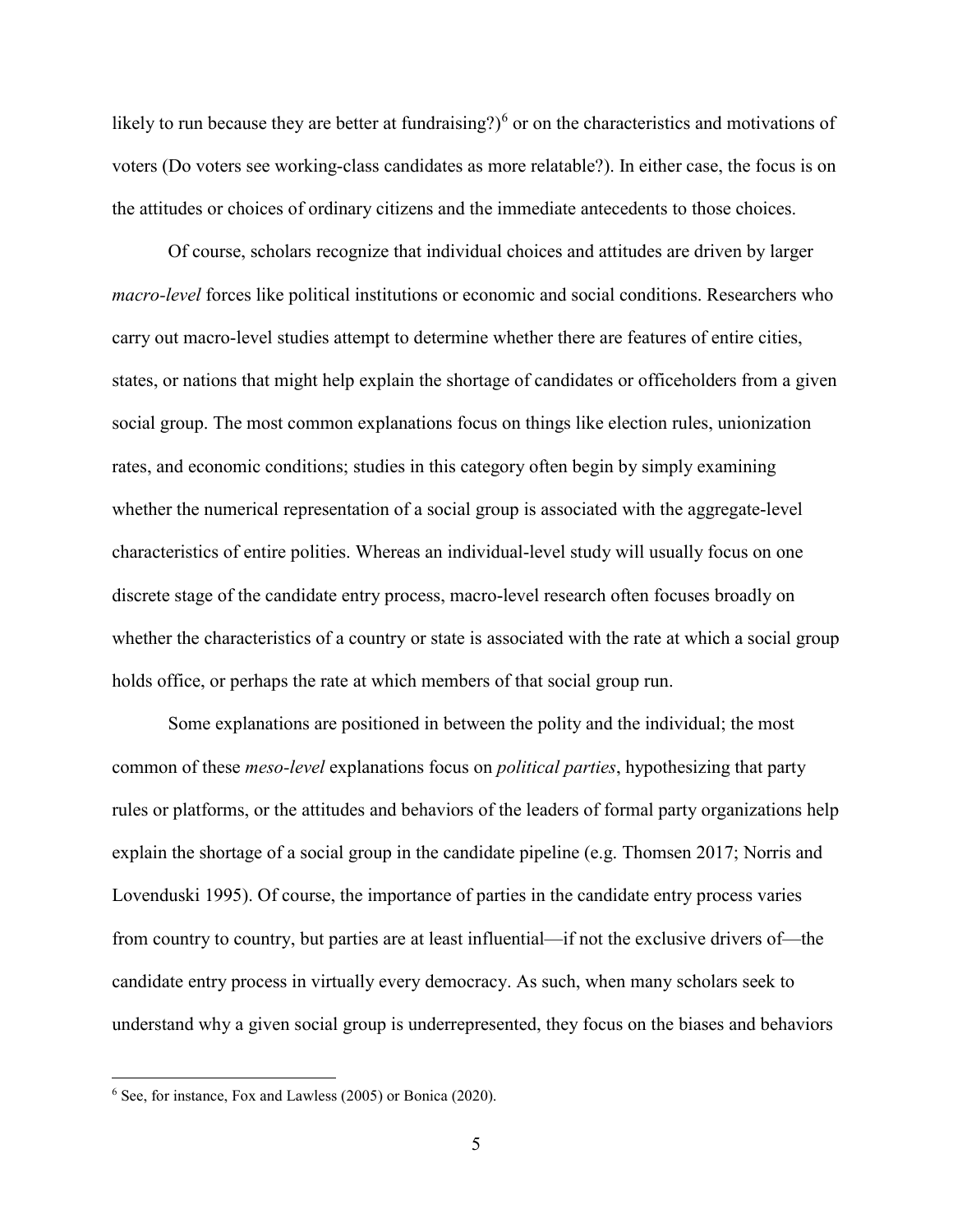likely to run because they are better at fundraising?)[6] or on the characteristics and motivations of voters (Do voters see working-class candidates as more relatable?). In either case, the focus is on the attitudes or choices of ordinary citizens and the immediate antecedents to those choices.

Of course, scholars recognize that individual choices and attitudes are driven by larger *macro-level* forces like political institutions or economic and social conditions. Researchers who carry out macro-level studies attempt to determine whether there are features of entire cities, states, or nations that might help explain the shortage of candidates or officeholders from a given social group. The most common explanations focus on things like election rules, unionization rates, and economic conditions; studies in this category often begin by simply examining whether the numerical representation of a social group is associated with the aggregate-level characteristics of entire polities. Whereas an individual-level study will usually focus on one discrete stage of the candidate entry process, macro-level research often focuses broadly on whether the characteristics of a country or state is associated with the rate at which a social group holds office, or perhaps the rate at which members of that social group run.

Some explanations are positioned in between the polity and the individual; the most common of these *meso-level* explanations focus on *political parties*, hypothesizing that party rules or platforms, or the attitudes and behaviors of the leaders of formal party organizations help explain the shortage of a social group in the candidate pipeline (e.g. Thomsen 2017; Norris and Lovenduski 1995). Of course, the importance of parties in the candidate entry process varies from country to country, but parties are at least influential—if not the exclusive drivers of—the candidate entry process in virtually every democracy. As such, when many scholars seek to understand why a given social group is underrepresented, they focus on the biases and behaviors

[6] See, for instance, Fox and Lawless (2005) or Bonica (2020).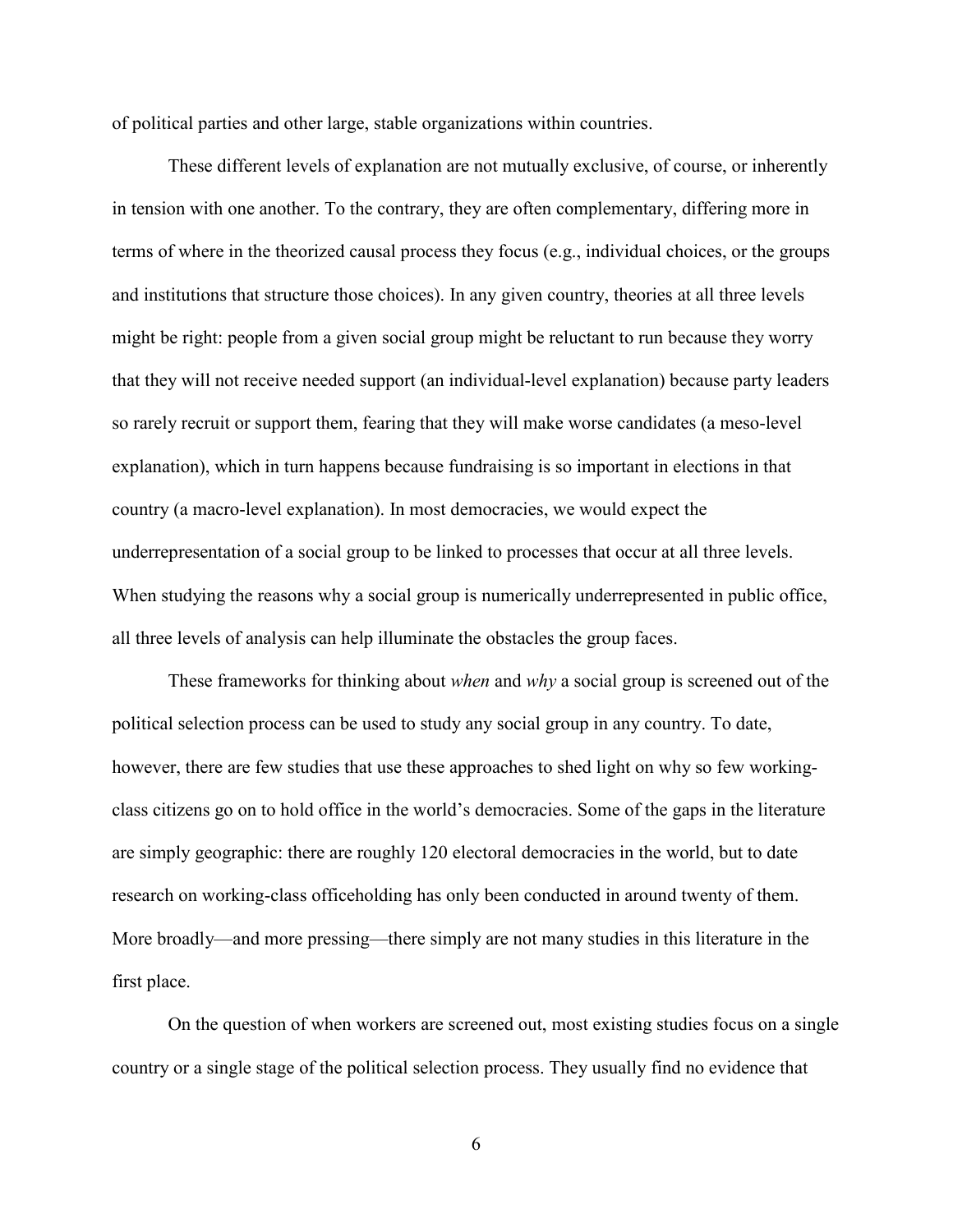of political parties and other large, stable organizations within countries.

These different levels of explanation are not mutually exclusive, of course, or inherently in tension with one another. To the contrary, they are often complementary, differing more in terms of where in the theorized causal process they focus (e.g., individual choices, or the groups and institutions that structure those choices). In any given country, theories at all three levels might be right: people from a given social group might be reluctant to run because they worry that they will not receive needed support (an individual-level explanation) because party leaders so rarely recruit or support them, fearing that they will make worse candidates (a meso-level explanation), which in turn happens because fundraising is so important in elections in that country (a macro-level explanation). In most democracies, we would expect the underrepresentation of a social group to be linked to processes that occur at all three levels. When studying the reasons why a social group is numerically underrepresented in public office, all three levels of analysis can help illuminate the obstacles the group faces.

These frameworks for thinking about *when* and *why* a social group is screened out of the political selection process can be used to study any social group in any country. To date, however, there are few studies that use these approaches to shed light on why so few working-class citizens go on to hold office in the world's democracies. Some of the gaps in the literature are simply geographic: there are roughly 120 electoral democracies in the world, but to date research on working-class officeholding has only been conducted in around twenty of them. More broadly—and more pressing—there simply are not many studies in this literature in the first place.

On the question of when workers are screened out, most existing studies focus on a single country or a single stage of the political selection process. They usually find no evidence that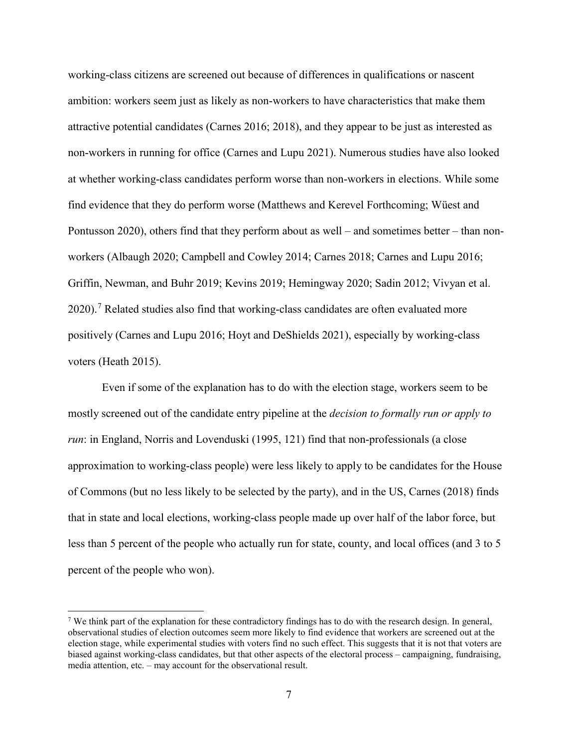working-class citizens are screened out because of differences in qualifications or nascent ambition: workers seem just as likely as non-workers to have characteristics that make them attractive potential candidates (Carnes 2016; 2018), and they appear to be just as interested as non-workers in running for office (Carnes and Lupu 2021). Numerous studies have also looked at whether working-class candidates perform worse than non-workers in elections. While some find evidence that they do perform worse (Matthews and Kerevel Forthcoming; Wüest and Pontusson 2020), others find that they perform about as well – and sometimes better – than non-workers (Albaugh 2020; Campbell and Cowley 2014; Carnes 2018; Carnes and Lupu 2016; Griffin, Newman, and Buhr 2019; Kevins 2019; Hemingway 2020; Sadin 2012; Vivyan et al. 2020).[7] Related studies also find that working-class candidates are often evaluated more positively (Carnes and Lupu 2016; Hoyt and DeShields 2021), especially by working-class voters (Heath 2015).

Even if some of the explanation has to do with the election stage, workers seem to be mostly screened out of the candidate entry pipeline at the *decision to formally run or apply to run*: in England, Norris and Lovenduski (1995, 121) find that non-professionals (a close approximation to working-class people) were less likely to apply to be candidates for the House of Commons (but no less likely to be selected by the party), and in the US, Carnes (2018) finds that in state and local elections, working-class people made up over half of the labor force, but less than 5 percent of the people who actually run for state, county, and local offices (and 3 to 5 percent of the people who won).

[7] We think part of the explanation for these contradictory findings has to do with the research design. In general, observational studies of election outcomes seem more likely to find evidence that workers are screened out at the election stage, while experimental studies with voters find no such effect. This suggests that it is not that voters are biased against working-class candidates, but that other aspects of the electoral process – campaigning, fundraising, media attention, etc. – may account for the observational result.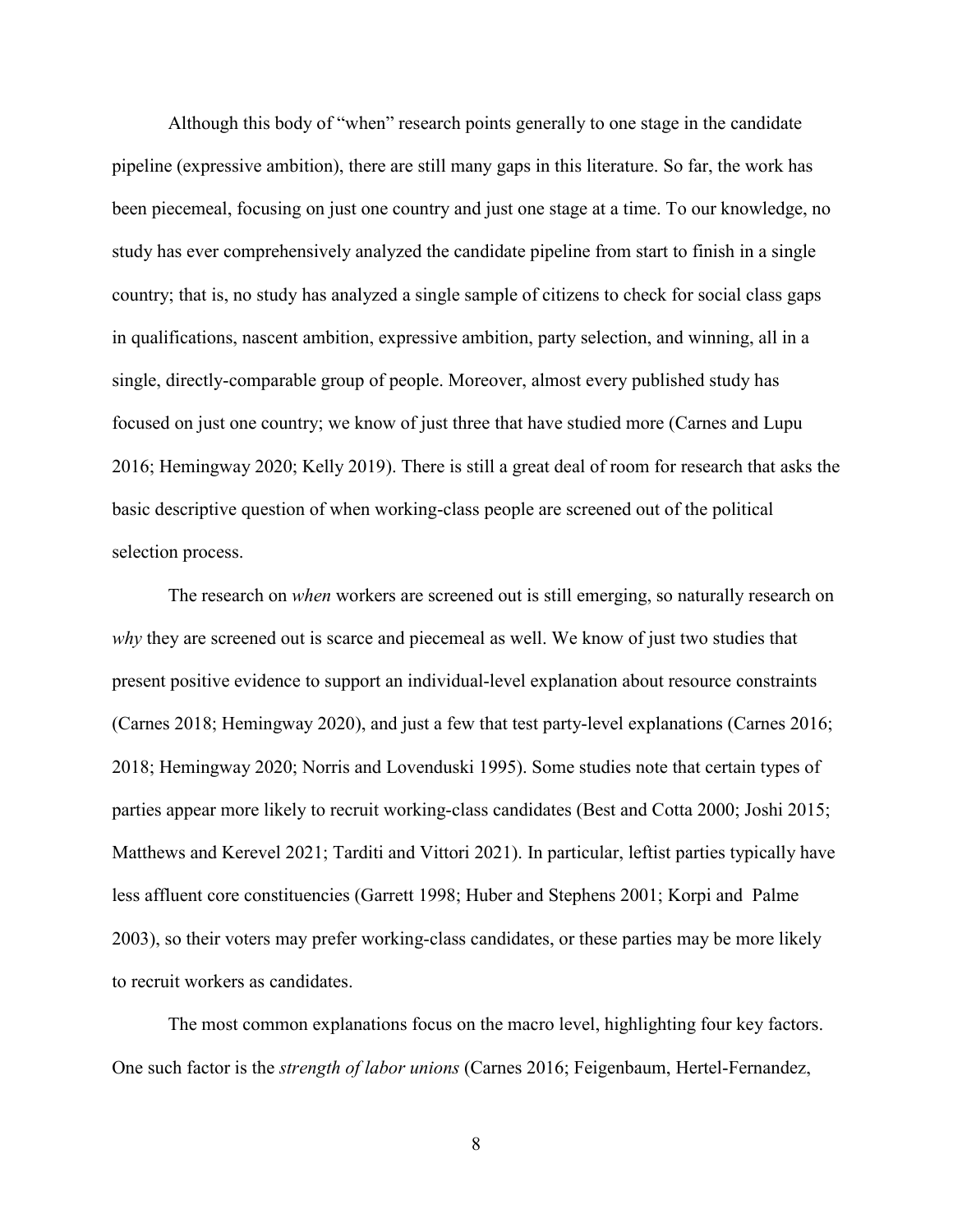Although this body of "when" research points generally to one stage in the candidate pipeline (expressive ambition), there are still many gaps in this literature. So far, the work has been piecemeal, focusing on just one country and just one stage at a time. To our knowledge, no study has ever comprehensively analyzed the candidate pipeline from start to finish in a single country; that is, no study has analyzed a single sample of citizens to check for social class gaps in qualifications, nascent ambition, expressive ambition, party selection, and winning, all in a single, directly-comparable group of people. Moreover, almost every published study has focused on just one country; we know of just three that have studied more (Carnes and Lupu 2016; Hemingway 2020; Kelly 2019). There is still a great deal of room for research that asks the basic descriptive question of when working-class people are screened out of the political selection process.

The research on *when* workers are screened out is still emerging, so naturally research on *why* they are screened out is scarce and piecemeal as well. We know of just two studies that present positive evidence to support an individual-level explanation about resource constraints (Carnes 2018; Hemingway 2020), and just a few that test party-level explanations (Carnes 2016; 2018; Hemingway 2020; Norris and Lovenduski 1995). Some studies note that certain types of parties appear more likely to recruit working-class candidates (Best and Cotta 2000; Joshi 2015; Matthews and Kerevel 2021; Tarditi and Vittori 2021). In particular, leftist parties typically have less affluent core constituencies (Garrett 1998; Huber and Stephens 2001; Korpi and Palme 2003), so their voters may prefer working-class candidates, or these parties may be more likely to recruit workers as candidates.

The most common explanations focus on the macro level, highlighting four key factors. One such factor is the *strength of labor unions* (Carnes 2016; Feigenbaum, Hertel-Fernandez,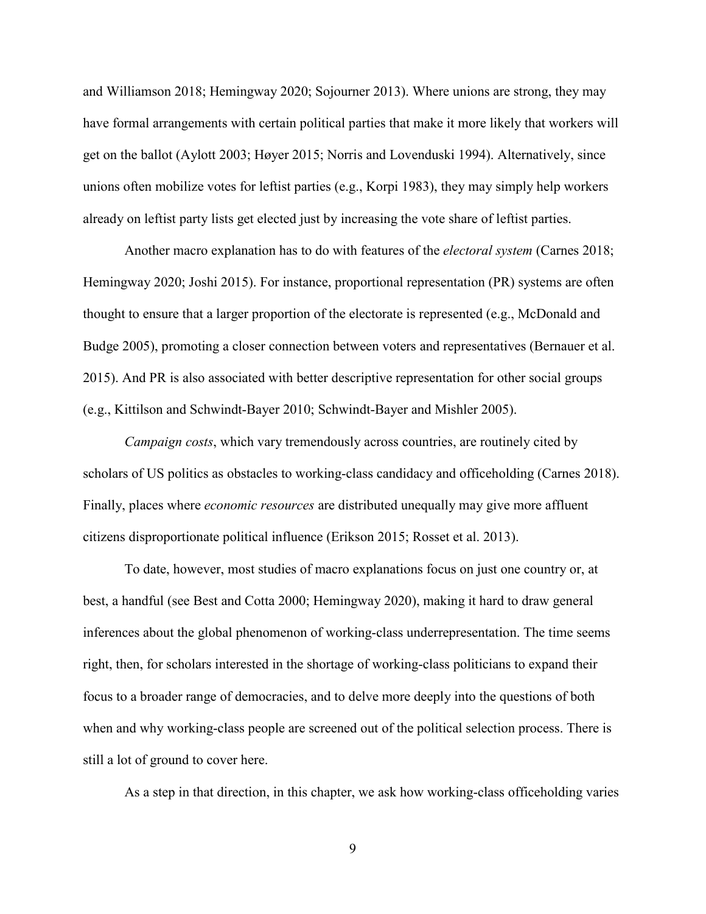and Williamson 2018; Hemingway 2020; Sojourner 2013). Where unions are strong, they may have formal arrangements with certain political parties that make it more likely that workers will get on the ballot (Aylott 2003; Høyer 2015; Norris and Lovenduski 1994). Alternatively, since unions often mobilize votes for leftist parties (e.g., Korpi 1983), they may simply help workers already on leftist party lists get elected just by increasing the vote share of leftist parties.

Another macro explanation has to do with features of the *electoral system* (Carnes 2018; Hemingway 2020; Joshi 2015). For instance, proportional representation (PR) systems are often thought to ensure that a larger proportion of the electorate is represented (e.g., McDonald and Budge 2005), promoting a closer connection between voters and representatives (Bernauer et al. 2015). And PR is also associated with better descriptive representation for other social groups (e.g., Kittilson and Schwindt-Bayer 2010; Schwindt-Bayer and Mishler 2005).

*Campaign costs*, which vary tremendously across countries, are routinely cited by scholars of US politics as obstacles to working-class candidacy and officeholding (Carnes 2018). Finally, places where *economic resources* are distributed unequally may give more affluent citizens disproportionate political influence (Erikson 2015; Rosset et al. 2013).

To date, however, most studies of macro explanations focus on just one country or, at best, a handful (see Best and Cotta 2000; Hemingway 2020), making it hard to draw general inferences about the global phenomenon of working-class underrepresentation. The time seems right, then, for scholars interested in the shortage of working-class politicians to expand their focus to a broader range of democracies, and to delve more deeply into the questions of both when and why working-class people are screened out of the political selection process. There is still a lot of ground to cover here.

As a step in that direction, in this chapter, we ask how working-class officeholding varies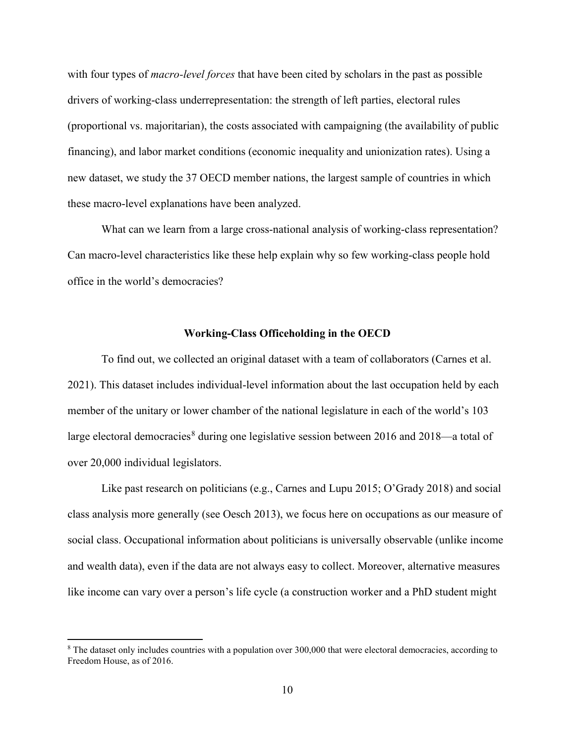with four types of *macro-level forces* that have been cited by scholars in the past as possible drivers of working-class underrepresentation: the strength of left parties, electoral rules (proportional vs. majoritarian), the costs associated with campaigning (the availability of public financing), and labor market conditions (economic inequality and unionization rates). Using a new dataset, we study the 37 OECD member nations, the largest sample of countries in which these macro-level explanations have been analyzed.

What can we learn from a large cross-national analysis of working-class representation? Can macro-level characteristics like these help explain why so few working-class people hold office in the world's democracies?

### Working-Class Officeholding in the OECD

To find out, we collected an original dataset with a team of collaborators (Carnes et al. 2021). This dataset includes individual-level information about the last occupation held by each member of the unitary or lower chamber of the national legislature in each of the world's 103 large electoral democracies[8] during one legislative session between 2016 and 2018—a total of over 20,000 individual legislators.

Like past research on politicians (e.g., Carnes and Lupu 2015; O'Grady 2018) and social class analysis more generally (see Oesch 2013), we focus here on occupations as our measure of social class. Occupational information about politicians is universally observable (unlike income and wealth data), even if the data are not always easy to collect. Moreover, alternative measures like income can vary over a person's life cycle (a construction worker and a PhD student might

[8] The dataset only includes countries with a population over 300,000 that were electoral democracies, according to Freedom House, as of 2016.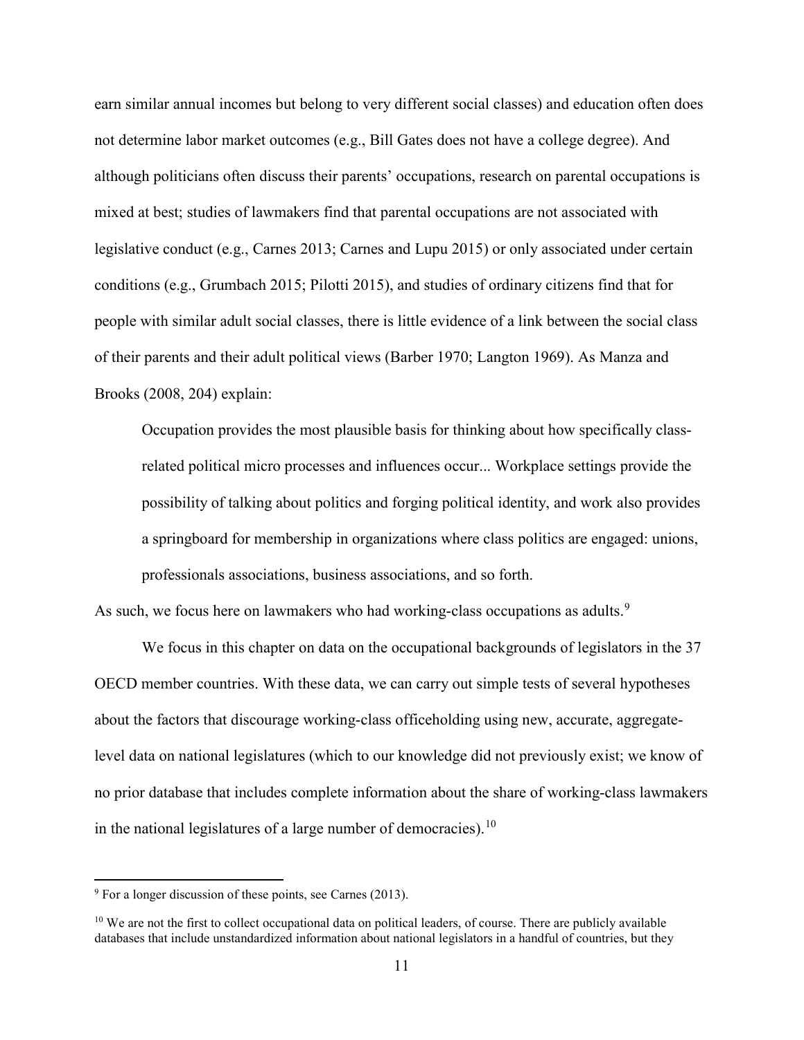earn similar annual incomes but belong to very different social classes) and education often does not determine labor market outcomes (e.g., Bill Gates does not have a college degree). And although politicians often discuss their parents' occupations, research on parental occupations is mixed at best; studies of lawmakers find that parental occupations are not associated with legislative conduct (e.g., Carnes 2013; Carnes and Lupu 2015) or only associated under certain conditions (e.g., Grumbach 2015; Pilotti 2015), and studies of ordinary citizens find that for people with similar adult social classes, there is little evidence of a link between the social class of their parents and their adult political views (Barber 1970; Langton 1969). As Manza and Brooks (2008, 204) explain:

> Occupation provides the most plausible basis for thinking about how specifically class-related political micro processes and influences occur... Workplace settings provide the possibility of talking about politics and forging political identity, and work also provides a springboard for membership in organizations where class politics are engaged: unions, professionals associations, business associations, and so forth.

As such, we focus here on lawmakers who had working-class occupations as adults.[9]

We focus in this chapter on data on the occupational backgrounds of legislators in the 37 OECD member countries. With these data, we can carry out simple tests of several hypotheses about the factors that discourage working-class officeholding using new, accurate, aggregate-level data on national legislatures (which to our knowledge did not previously exist; we know of no prior database that includes complete information about the share of working-class lawmakers in the national legislatures of a large number of democracies).[10]

---

[9] For a longer discussion of these points, see Carnes (2013).

[10] We are not the first to collect occupational data on political leaders, of course. There are publicly available databases that include unstandardized information about national legislators in a handful of countries, but they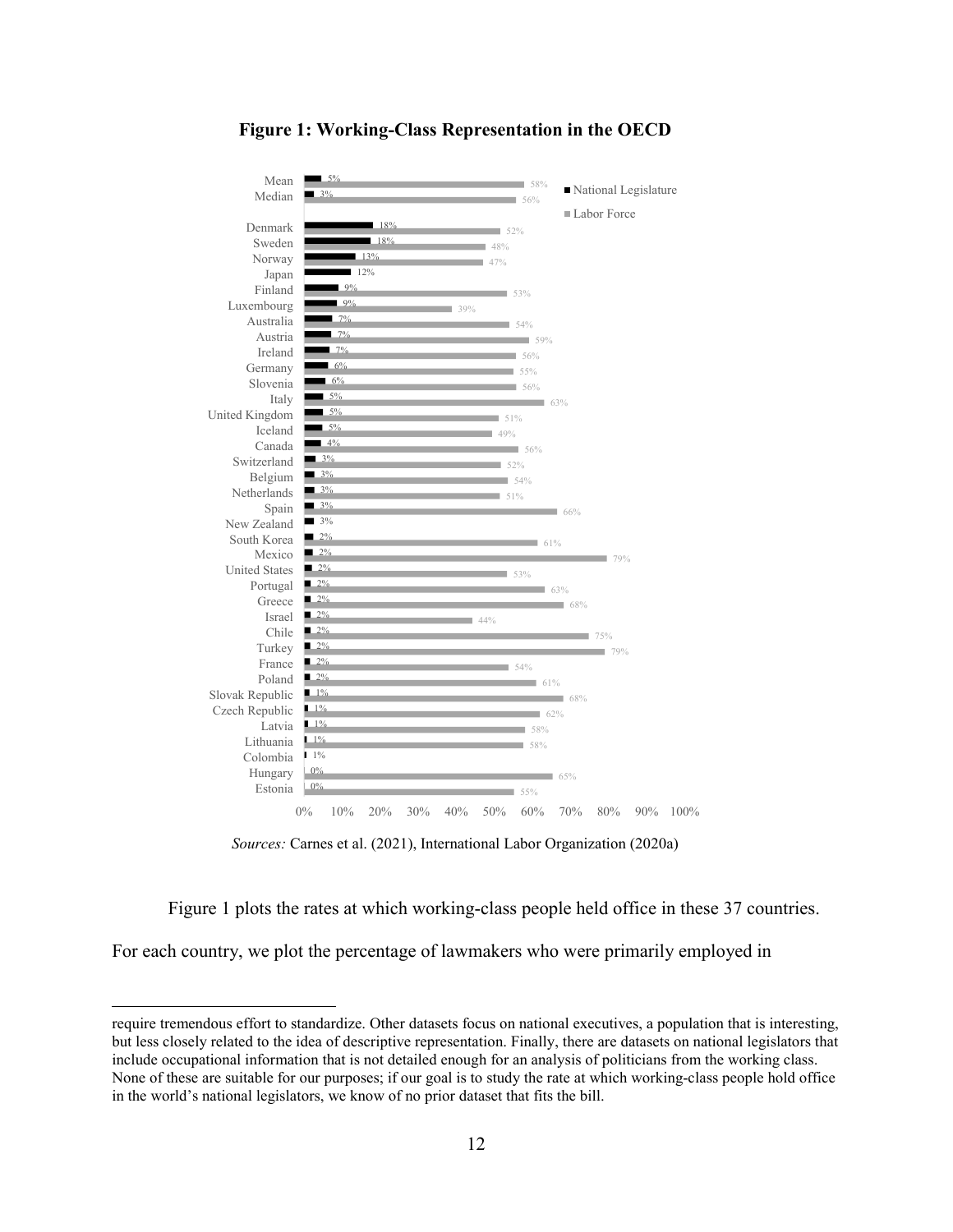**Figure 1: Working-Class Representation in the OECD**

| Country | National Legislature | Labor Force |
|---|---|---|
| Mean | 5% | 58% |
| Median | 3% | 56% |
| Denmark | 18% | 52% |
| Sweden | 18% | 48% |
| Norway | 13% | 47% |
| Japan | 12% | |
| Finland | 9% | 53% |
| Luxembourg | 9% | 39% |
| Australia | 7% | 54% |
| Austria | 7% | 59% |
| Ireland | 7% | 56% |
| Germany | 6% | 55% |
| Slovenia | 6% | 56% |
| Italy | 5% | 63% |
| United Kingdom | 5% | 51% |
| Iceland | 5% | 49% |
| Canada | 4% | 56% |
| Switzerland | 3% | 52% |
| Belgium | 3% | 54% |
| Netherlands | 3% | 51% |
| Spain | 3% | 66% |
| New Zealand | 3% | |
| South Korea | 2% | 61% |
| Mexico | 2% | 79% |
| United States | 2% | 53% |
| Portugal | 2% | 63% |
| Greece | 2% | 68% |
| Israel | 2% | 44% |
| Chile | 2% | 75% |
| Turkey | 2% | 79% |
| France | 2% | 54% |
| Poland | 2% | 61% |
| Slovak Republic | 1% | 68% |
| Czech Republic | 1% | 62% |
| Latvia | 1% | 58% |
| Lithuania | 1% | 58% |
| Colombia | 1% | |
| Hungary | 0% | 65% |
| Estonia | 0% | 55% |

*Sources:* Carnes et al. (2021), International Labor Organization (2020a)

Figure 1 plots the rates at which working-class people held office in these 37 countries. For each country, we plot the percentage of lawmakers who were primarily employed in

---

require tremendous effort to standardize. Other datasets focus on national executives, a population that is interesting, but less closely related to the idea of descriptive representation. Finally, there are datasets on national legislators that include occupational information that is not detailed enough for an analysis of politicians from the working class. None of these are suitable for our purposes; if our goal is to study the rate at which working-class people hold office in the world's national legislators, we know of no prior dataset that fits the bill.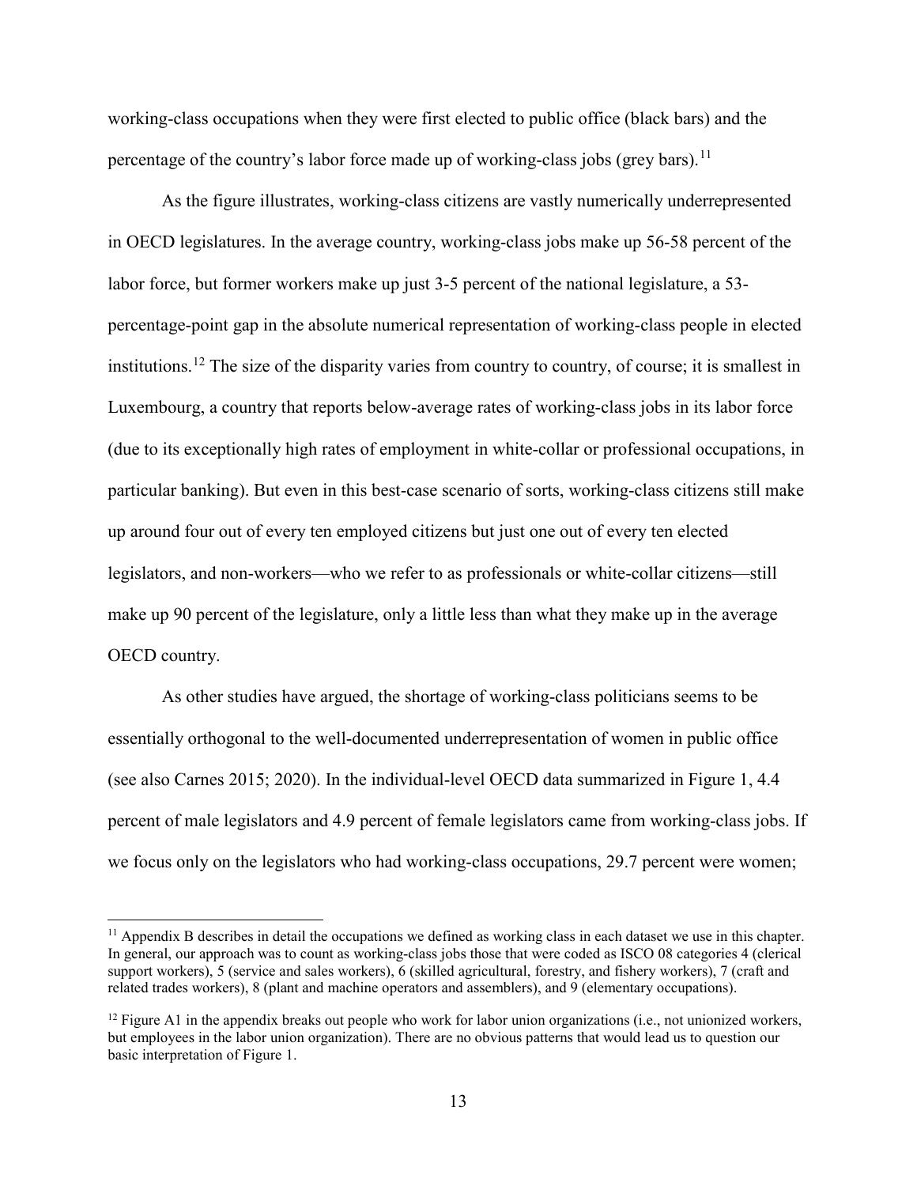working-class occupations when they were first elected to public office (black bars) and the percentage of the country's labor force made up of working-class jobs (grey bars).[11]

As the figure illustrates, working-class citizens are vastly numerically underrepresented in OECD legislatures. In the average country, working-class jobs make up 56-58 percent of the labor force, but former workers make up just 3-5 percent of the national legislature, a 53-percentage-point gap in the absolute numerical representation of working-class people in elected institutions.[12] The size of the disparity varies from country to country, of course; it is smallest in Luxembourg, a country that reports below-average rates of working-class jobs in its labor force (due to its exceptionally high rates of employment in white-collar or professional occupations, in particular banking). But even in this best-case scenario of sorts, working-class citizens still make up around four out of every ten employed citizens but just one out of every ten elected legislators, and non-workers—who we refer to as professionals or white-collar citizens—still make up 90 percent of the legislature, only a little less than what they make up in the average OECD country.

As other studies have argued, the shortage of working-class politicians seems to be essentially orthogonal to the well-documented underrepresentation of women in public office (see also Carnes 2015; 2020). In the individual-level OECD data summarized in Figure 1, 4.4 percent of male legislators and 4.9 percent of female legislators came from working-class jobs. If we focus only on the legislators who had working-class occupations, 29.7 percent were women;

---

[11] Appendix B describes in detail the occupations we defined as working class in each dataset we use in this chapter. In general, our approach was to count as working-class jobs those that were coded as ISCO 08 categories 4 (clerical support workers), 5 (service and sales workers), 6 (skilled agricultural, forestry, and fishery workers), 7 (craft and related trades workers), 8 (plant and machine operators and assemblers), and 9 (elementary occupations).

[12] Figure A1 in the appendix breaks out people who work for labor union organizations (i.e., not unionized workers, but employees in the labor union organization). There are no obvious patterns that would lead us to question our basic interpretation of Figure 1.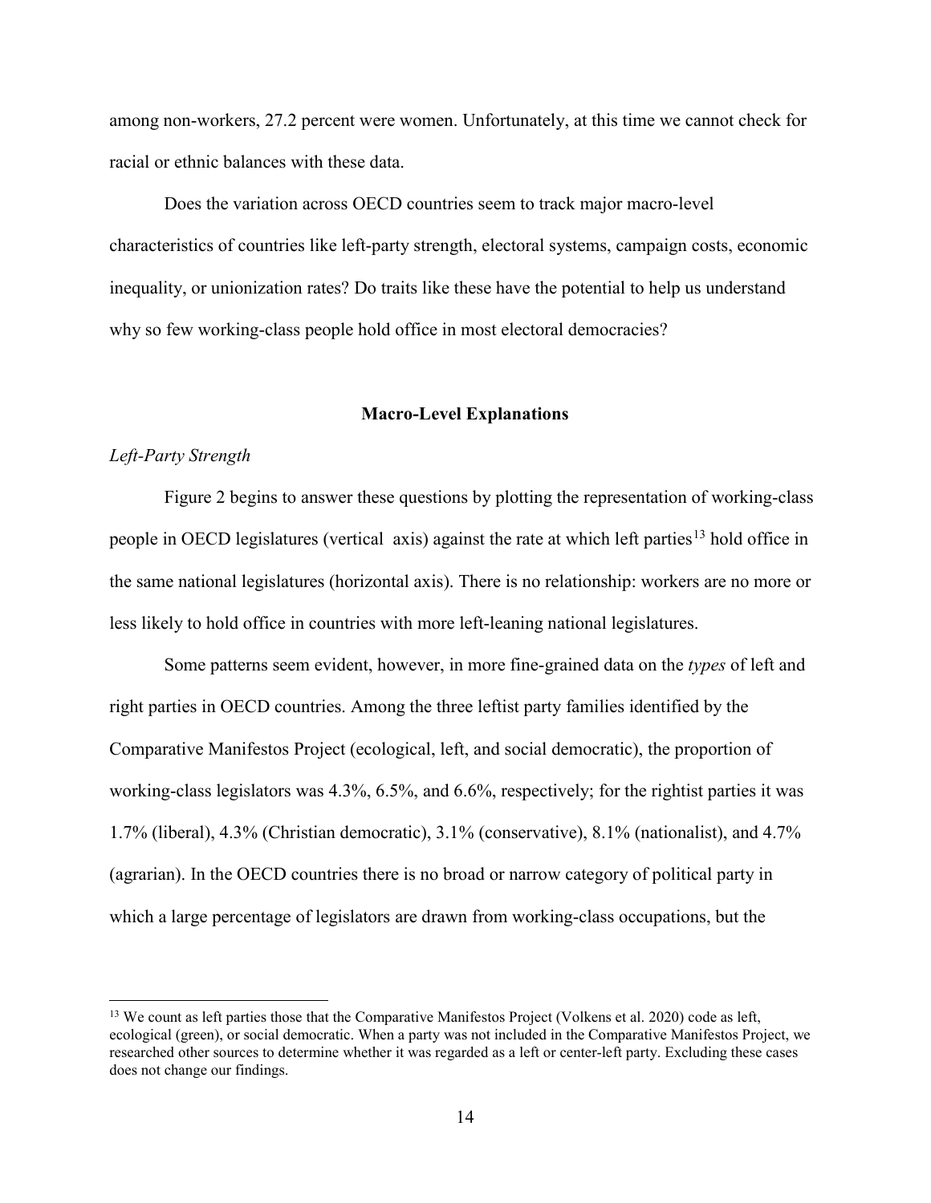among non-workers, 27.2 percent were women. Unfortunately, at this time we cannot check for racial or ethnic balances with these data.

Does the variation across OECD countries seem to track major macro-level characteristics of countries like left-party strength, electoral systems, campaign costs, economic inequality, or unionization rates? Do traits like these have the potential to help us understand why so few working-class people hold office in most electoral democracies?

## Macro-Level Explanations

### *Left-Party Strength*

Figure 2 begins to answer these questions by plotting the representation of working-class people in OECD legislatures (vertical axis) against the rate at which left parties[13] hold office in the same national legislatures (horizontal axis). There is no relationship: workers are no more or less likely to hold office in countries with more left-leaning national legislatures.

Some patterns seem evident, however, in more fine-grained data on the *types* of left and right parties in OECD countries. Among the three leftist party families identified by the Comparative Manifestos Project (ecological, left, and social democratic), the proportion of working-class legislators was 4.3%, 6.5%, and 6.6%, respectively; for the rightist parties it was 1.7% (liberal), 4.3% (Christian democratic), 3.1% (conservative), 8.1% (nationalist), and 4.7% (agrarian). In the OECD countries there is no broad or narrow category of political party in which a large percentage of legislators are drawn from working-class occupations, but the

[13] We count as left parties those that the Comparative Manifestos Project (Volkens et al. 2020) code as left, ecological (green), or social democratic. When a party was not included in the Comparative Manifestos Project, we researched other sources to determine whether it was regarded as a left or center-left party. Excluding these cases does not change our findings.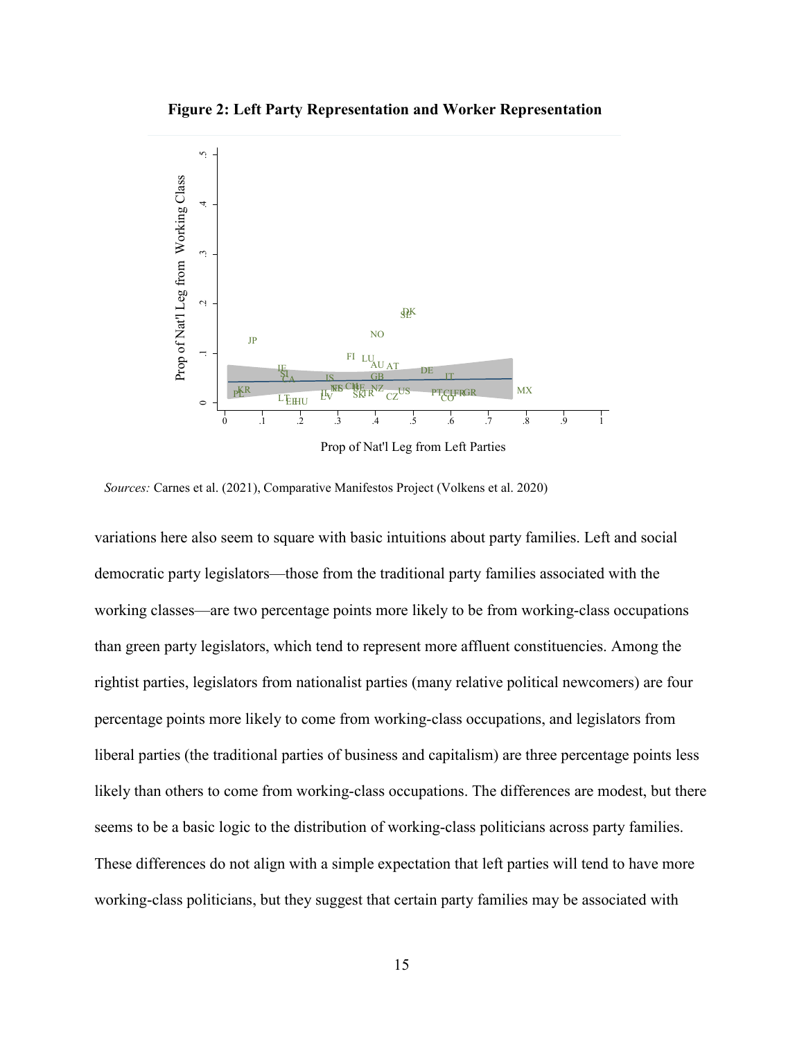**Figure 2: Left Party Representation and Worker Representation**

*Sources:* Carnes et al. (2021), Comparative Manifestos Project (Volkens et al. 2020)

variations here also seem to square with basic intuitions about party families. Left and social democratic party legislators—those from the traditional party families associated with the working classes—are two percentage points more likely to be from working-class occupations than green party legislators, which tend to represent more affluent constituencies. Among the rightist parties, legislators from nationalist parties (many relative political newcomers) are four percentage points more likely to come from working-class occupations, and legislators from liberal parties (the traditional parties of business and capitalism) are three percentage points less likely than others to come from working-class occupations. The differences are modest, but there seems to be a basic logic to the distribution of working-class politicians across party families. These differences do not align with a simple expectation that left parties will tend to have more working-class politicians, but they suggest that certain party families may be associated with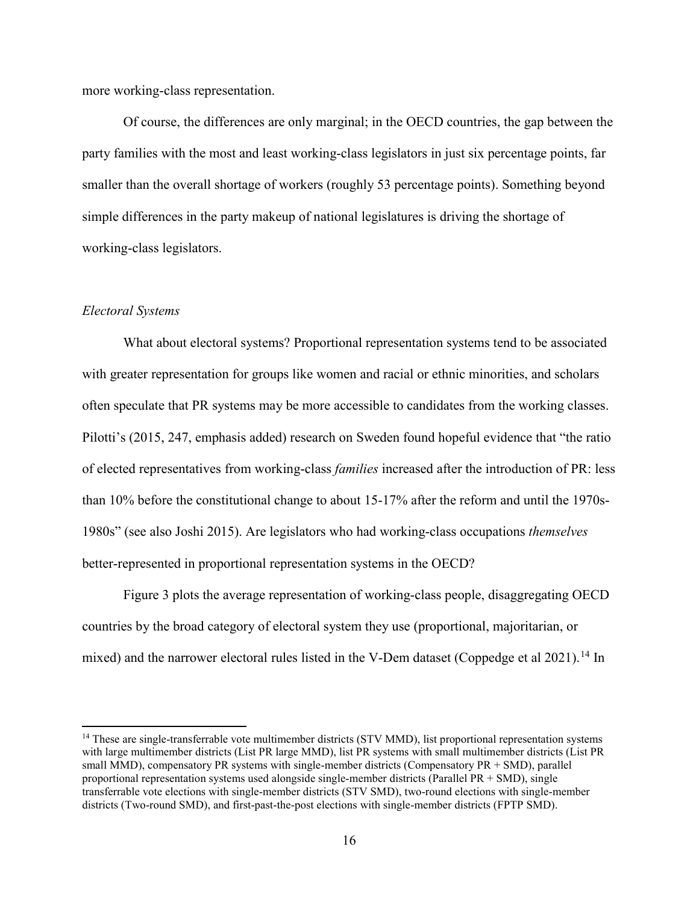more working-class representation.

Of course, the differences are only marginal; in the OECD countries, the gap between the party families with the most and least working-class legislators in just six percentage points, far smaller than the overall shortage of workers (roughly 53 percentage points). Something beyond simple differences in the party makeup of national legislatures is driving the shortage of working-class legislators.

### *Electoral Systems*

What about electoral systems? Proportional representation systems tend to be associated with greater representation for groups like women and racial or ethnic minorities, and scholars often speculate that PR systems may be more accessible to candidates from the working classes. Pilotti's (2015, 247, emphasis added) research on Sweden found hopeful evidence that "the ratio of elected representatives from working-class *families* increased after the introduction of PR: less than 10% before the constitutional change to about 15-17% after the reform and until the 1970s-1980s" (see also Joshi 2015). Are legislators who had working-class occupations *themselves* better-represented in proportional representation systems in the OECD?

Figure 3 plots the average representation of working-class people, disaggregating OECD countries by the broad category of electoral system they use (proportional, majoritarian, or mixed) and the narrower electoral rules listed in the V-Dem dataset (Coppedge et al 2021).[14] In

[14] These are single-transferrable vote multimember districts (STV MMD), list proportional representation systems with large multimember districts (List PR large MMD), list PR systems with small multimember districts (List PR small MMD), compensatory PR systems with single-member districts (Compensatory PR + SMD), parallel proportional representation systems used alongside single-member districts (Parallel PR + SMD), single transferrable vote elections with single-member districts (STV SMD), two-round elections with single-member districts (Two-round SMD), and first-past-the-post elections with single-member districts (FPTP SMD).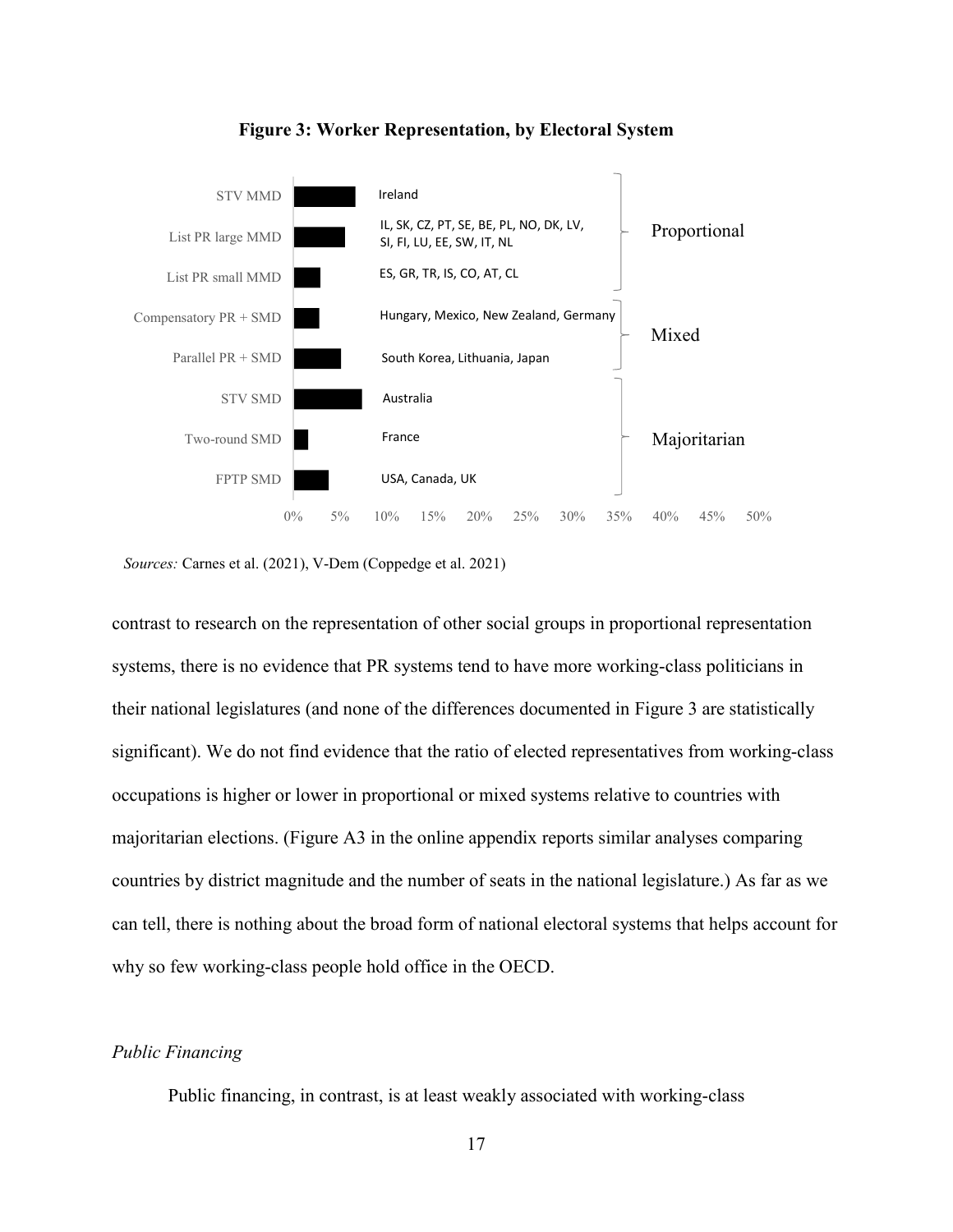**Figure 3: Worker Representation, by Electoral System**

| Electoral system | Countries | Category |
|---|---|---|
| STV MMD | Ireland | Proportional |
| List PR large MMD | IL, SK, CZ, PT, SE, BE, PL, NO, DK, LV, SI, FI, LU, EE, SW, IT, NL | Proportional |
| List PR small MMD | ES, GR, TR, IS, CO, AT, CL | Proportional |
| Compensatory PR + SMD | Hungary, Mexico, New Zealand, Germany | Mixed |
| Parallel PR + SMD | South Korea, Lithuania, Japan | Mixed |
| STV SMD | Australia | Majoritarian |
| Two-round SMD | France | Majoritarian |
| FPTP SMD | USA, Canada, UK | Majoritarian |

*Sources:* Carnes et al. (2021), V-Dem (Coppedge et al. 2021)

contrast to research on the representation of other social groups in proportional representation systems, there is no evidence that PR systems tend to have more working-class politicians in their national legislatures (and none of the differences documented in Figure 3 are statistically significant). We do not find evidence that the ratio of elected representatives from working-class occupations is higher or lower in proportional or mixed systems relative to countries with majoritarian elections. (Figure A3 in the online appendix reports similar analyses comparing countries by district magnitude and the number of seats in the national legislature.) As far as we can tell, there is nothing about the broad form of national electoral systems that helps account for why so few working-class people hold office in the OECD.

*Public Financing*

Public financing, in contrast, is at least weakly associated with working-class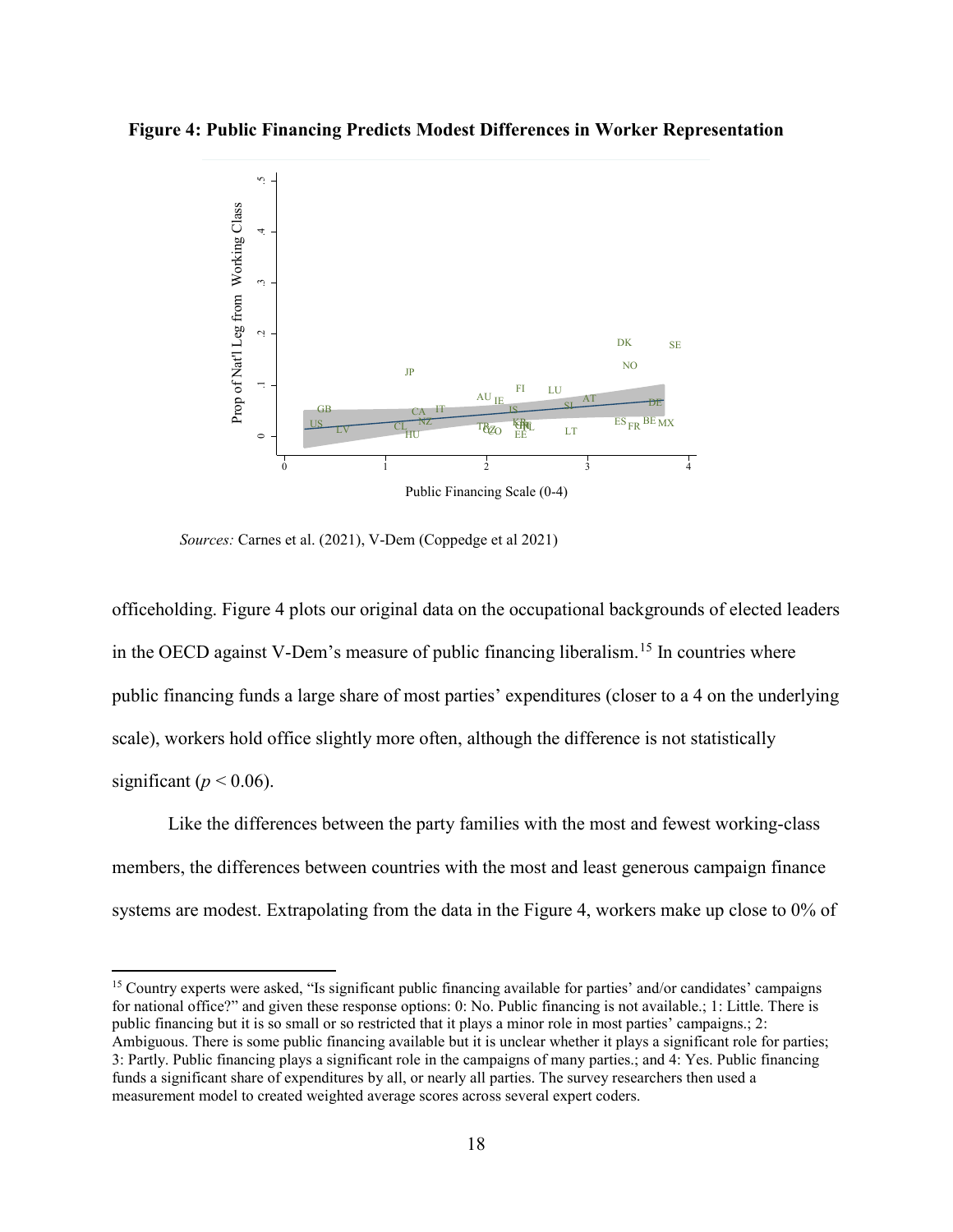**Figure 4: Public Financing Predicts Modest Differences in Worker Representation**

*Sources:* Carnes et al. (2021), V-Dem (Coppedge et al 2021)

officeholding. Figure 4 plots our original data on the occupational backgrounds of elected leaders in the OECD against V-Dem's measure of public financing liberalism.[15] In countries where public financing funds a large share of most parties' expenditures (closer to a 4 on the underlying scale), workers hold office slightly more often, although the difference is not statistically significant ($p < 0.06$).

Like the differences between the party families with the most and fewest working-class members, the differences between countries with the most and least generous campaign finance systems are modest. Extrapolating from the data in the Figure 4, workers make up close to 0% of

[15] Country experts were asked, "Is significant public financing available for parties' and/or candidates' campaigns for national office?" and given these response options: 0: No. Public financing is not available.; 1: Little. There is public financing but it is so small or so restricted that it plays a minor role in most parties' campaigns.; 2: Ambiguous. There is some public financing available but it is unclear whether it plays a significant role for parties; 3: Partly. Public financing plays a significant role in the campaigns of many parties.; and 4: Yes. Public financing funds a significant share of expenditures by all, or nearly all parties. The survey researchers then used a measurement model to created weighted average scores across several expert coders.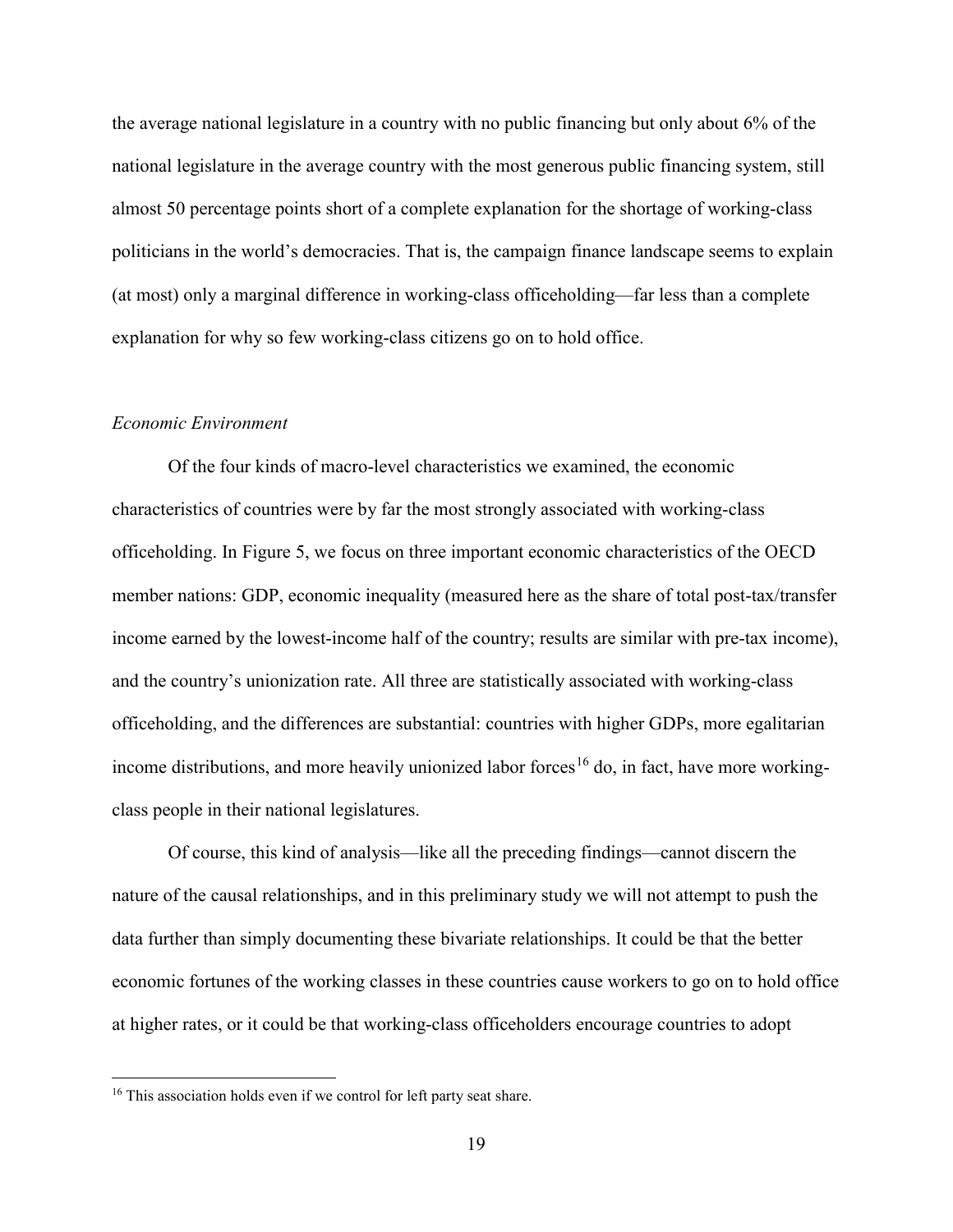the average national legislature in a country with no public financing but only about 6% of the national legislature in the average country with the most generous public financing system, still almost 50 percentage points short of a complete explanation for the shortage of working-class politicians in the world's democracies. That is, the campaign finance landscape seems to explain (at most) only a marginal difference in working-class officeholding—far less than a complete explanation for why so few working-class citizens go on to hold office.

*Economic Environment*

Of the four kinds of macro-level characteristics we examined, the economic characteristics of countries were by far the most strongly associated with working-class officeholding. In Figure 5, we focus on three important economic characteristics of the OECD member nations: GDP, economic inequality (measured here as the share of total post-tax/transfer income earned by the lowest-income half of the country; results are similar with pre-tax income), and the country's unionization rate. All three are statistically associated with working-class officeholding, and the differences are substantial: countries with higher GDPs, more egalitarian income distributions, and more heavily unionized labor forces[16] do, in fact, have more working-class people in their national legislatures.

Of course, this kind of analysis—like all the preceding findings—cannot discern the nature of the causal relationships, and in this preliminary study we will not attempt to push the data further than simply documenting these bivariate relationships. It could be that the better economic fortunes of the working classes in these countries cause workers to go on to hold office at higher rates, or it could be that working-class officeholders encourage countries to adopt

[16] This association holds even if we control for left party seat share.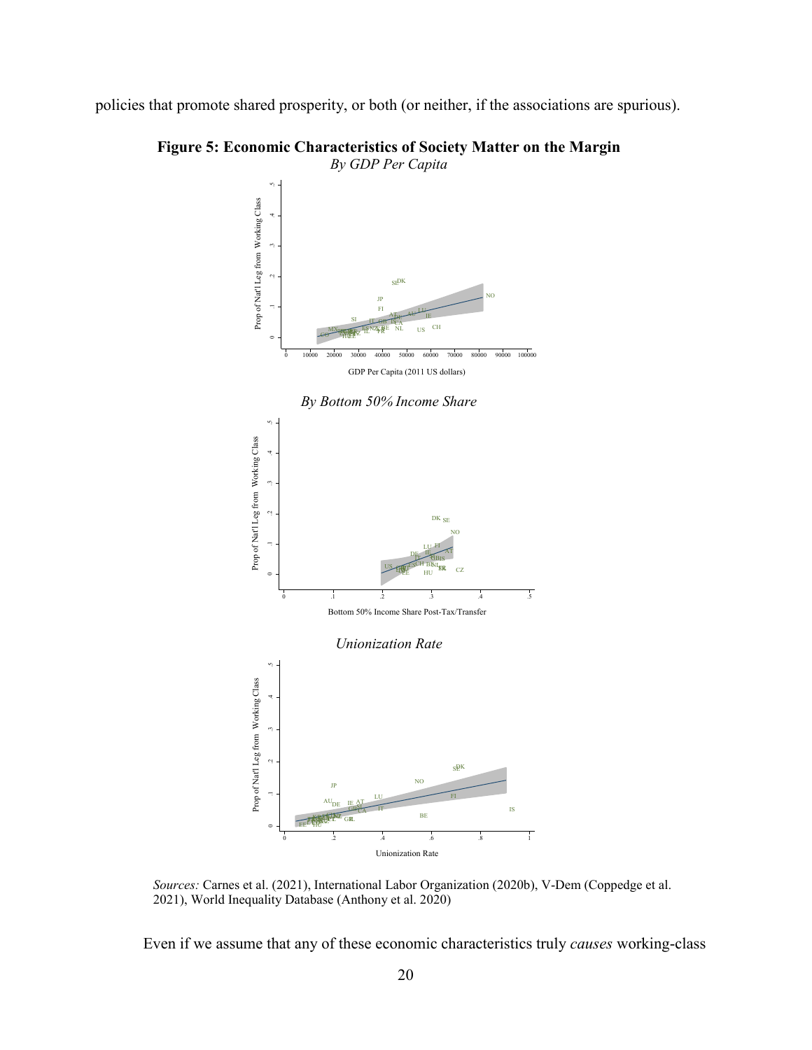policies that promote shared prosperity, or both (or neither, if the associations are spurious).

**Figure 5: Economic Characteristics of Society Matter on the Margin**

*By GDP Per Capita*

*By Bottom 50% Income Share*

*Unionization Rate*

*Sources:* Carnes et al. (2021), International Labor Organization (2020b), V-Dem (Coppedge et al. 2021), World Inequality Database (Anthony et al. 2020)

Even if we assume that any of these economic characteristics truly *causes* working-class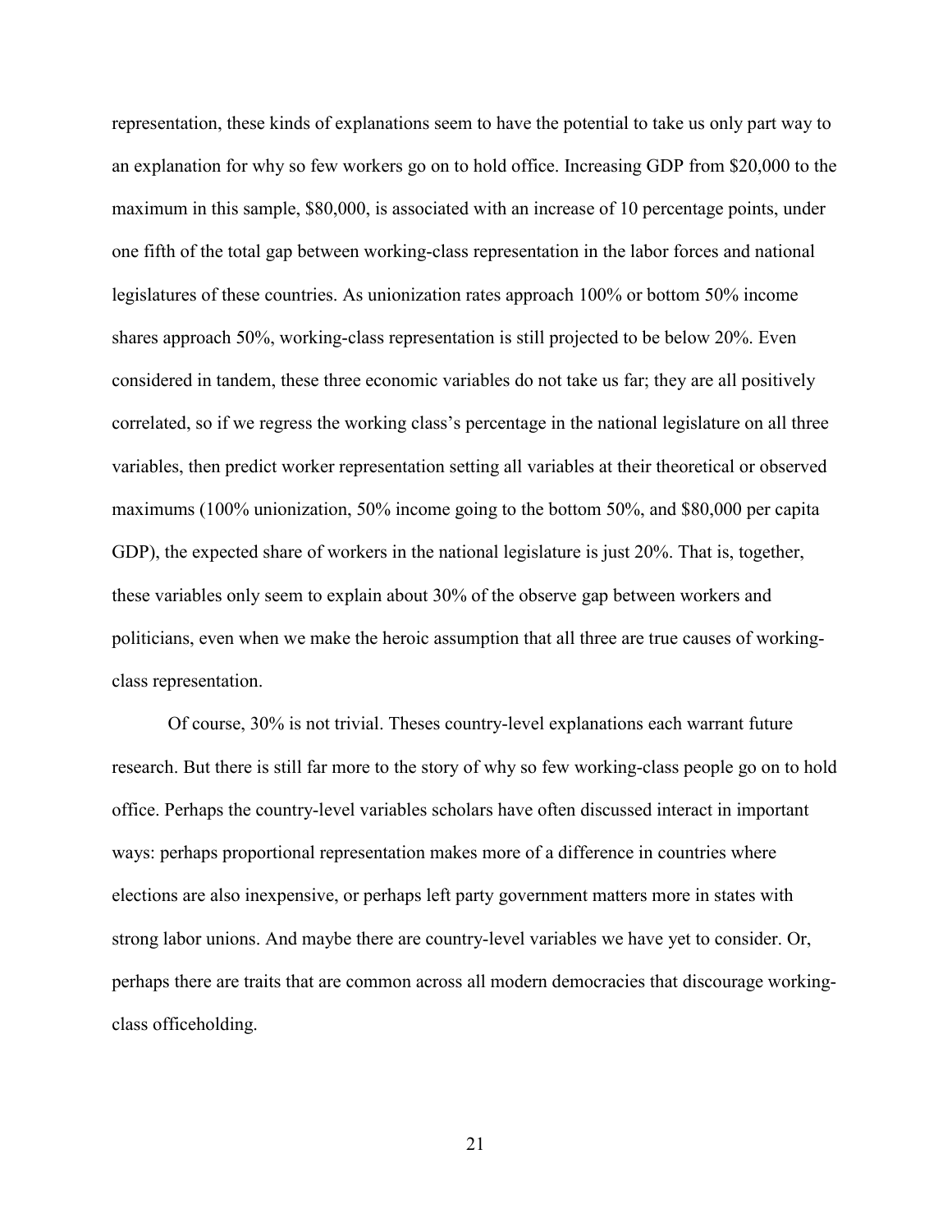representation, these kinds of explanations seem to have the potential to take us only part way to an explanation for why so few workers go on to hold office. Increasing GDP from $20,000 to the maximum in this sample, $80,000, is associated with an increase of 10 percentage points, under one fifth of the total gap between working-class representation in the labor forces and national legislatures of these countries. As unionization rates approach 100% or bottom 50% income shares approach 50%, working-class representation is still projected to be below 20%. Even considered in tandem, these three economic variables do not take us far; they are all positively correlated, so if we regress the working class's percentage in the national legislature on all three variables, then predict worker representation setting all variables at their theoretical or observed maximums (100% unionization, 50% income going to the bottom 50%, and $80,000 per capita GDP), the expected share of workers in the national legislature is just 20%. That is, together, these variables only seem to explain about 30% of the observe gap between workers and politicians, even when we make the heroic assumption that all three are true causes of working-class representation.

Of course, 30% is not trivial. Theses country-level explanations each warrant future research. But there is still far more to the story of why so few working-class people go on to hold office. Perhaps the country-level variables scholars have often discussed interact in important ways: perhaps proportional representation makes more of a difference in countries where elections are also inexpensive, or perhaps left party government matters more in states with strong labor unions. And maybe there are country-level variables we have yet to consider. Or, perhaps there are traits that are common across all modern democracies that discourage working-class officeholding.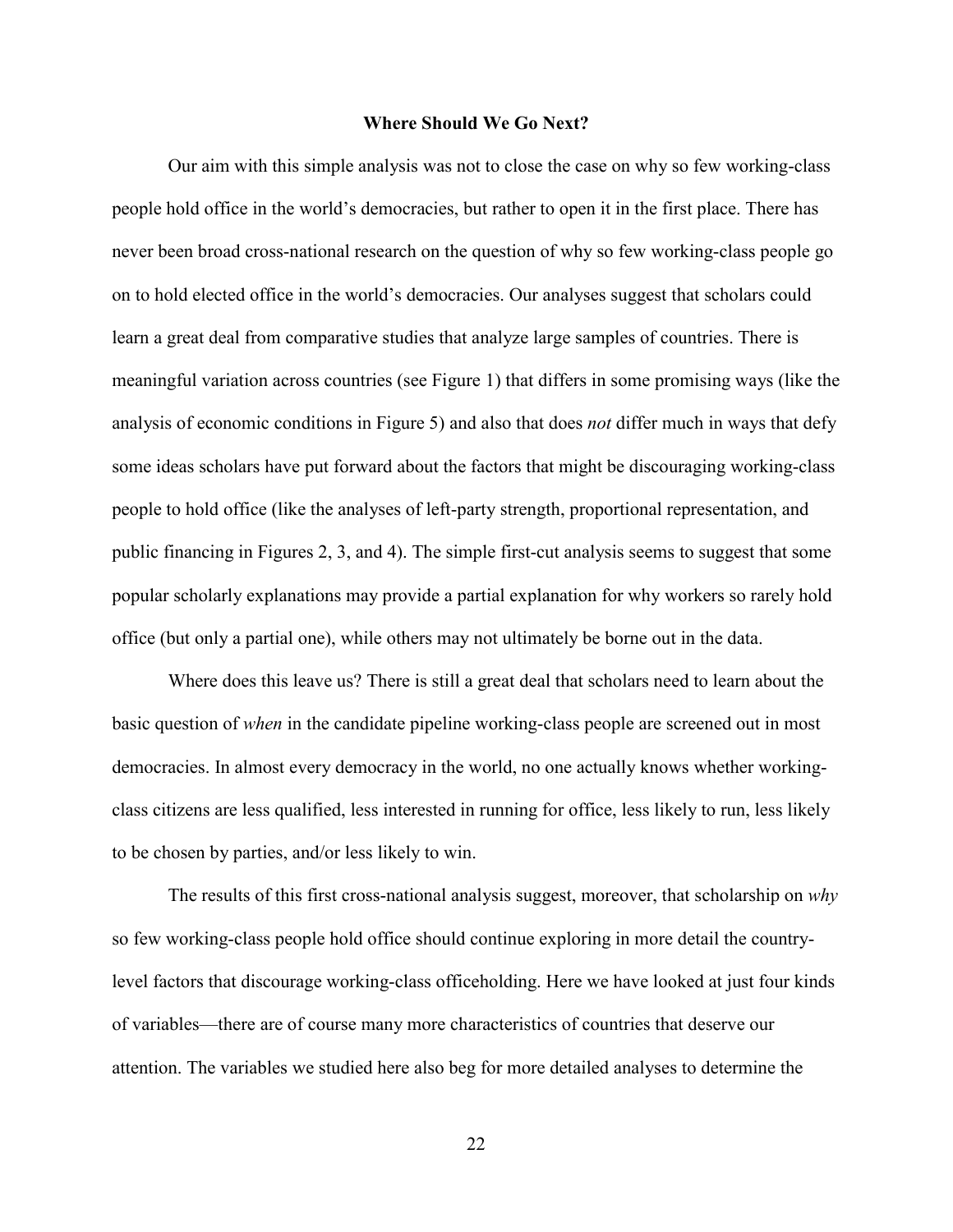## Where Should We Go Next?

Our aim with this simple analysis was not to close the case on why so few working-class people hold office in the world's democracies, but rather to open it in the first place. There has never been broad cross-national research on the question of why so few working-class people go on to hold elected office in the world's democracies. Our analyses suggest that scholars could learn a great deal from comparative studies that analyze large samples of countries. There is meaningful variation across countries (see Figure 1) that differs in some promising ways (like the analysis of economic conditions in Figure 5) and also that does *not* differ much in ways that defy some ideas scholars have put forward about the factors that might be discouraging working-class people to hold office (like the analyses of left-party strength, proportional representation, and public financing in Figures 2, 3, and 4). The simple first-cut analysis seems to suggest that some popular scholarly explanations may provide a partial explanation for why workers so rarely hold office (but only a partial one), while others may not ultimately be borne out in the data.

Where does this leave us? There is still a great deal that scholars need to learn about the basic question of *when* in the candidate pipeline working-class people are screened out in most democracies. In almost every democracy in the world, no one actually knows whether working-class citizens are less qualified, less interested in running for office, less likely to run, less likely to be chosen by parties, and/or less likely to win.

The results of this first cross-national analysis suggest, moreover, that scholarship on *why* so few working-class people hold office should continue exploring in more detail the country-level factors that discourage working-class officeholding. Here we have looked at just four kinds of variables—there are of course many more characteristics of countries that deserve our attention. The variables we studied here also beg for more detailed analyses to determine the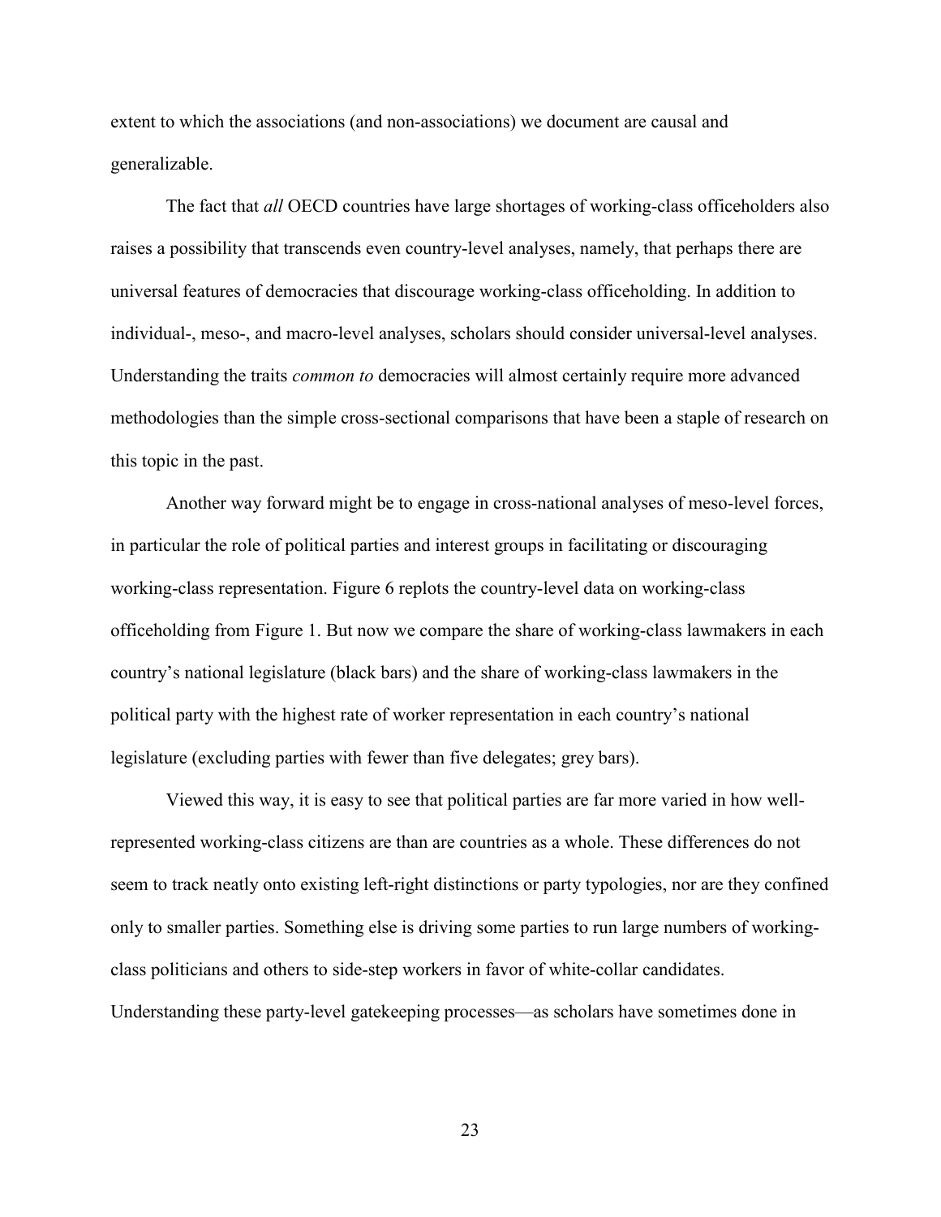extent to which the associations (and non-associations) we document are causal and generalizable.

The fact that *all* OECD countries have large shortages of working-class officeholders also raises a possibility that transcends even country-level analyses, namely, that perhaps there are universal features of democracies that discourage working-class officeholding. In addition to individual-, meso-, and macro-level analyses, scholars should consider universal-level analyses. Understanding the traits *common to* democracies will almost certainly require more advanced methodologies than the simple cross-sectional comparisons that have been a staple of research on this topic in the past.

Another way forward might be to engage in cross-national analyses of meso-level forces, in particular the role of political parties and interest groups in facilitating or discouraging working-class representation. Figure 6 replots the country-level data on working-class officeholding from Figure 1. But now we compare the share of working-class lawmakers in each country's national legislature (black bars) and the share of working-class lawmakers in the political party with the highest rate of worker representation in each country's national legislature (excluding parties with fewer than five delegates; grey bars).

Viewed this way, it is easy to see that political parties are far more varied in how well-represented working-class citizens are than are countries as a whole. These differences do not seem to track neatly onto existing left-right distinctions or party typologies, nor are they confined only to smaller parties. Something else is driving some parties to run large numbers of working-class politicians and others to side-step workers in favor of white-collar candidates. Understanding these party-level gatekeeping processes—as scholars have sometimes done in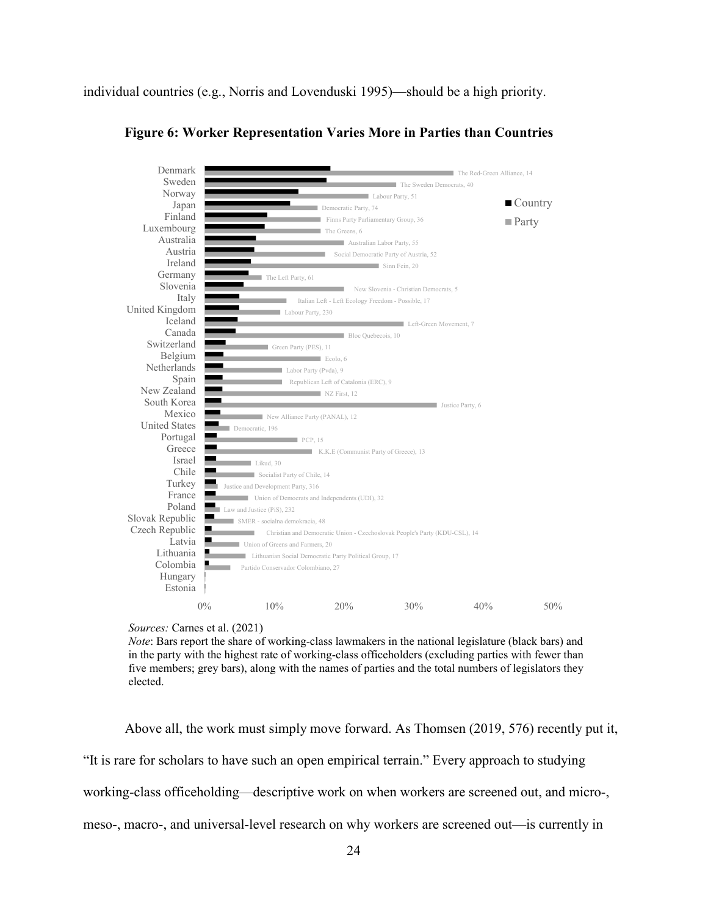individual countries (e.g., Norris and Lovenduski 1995)—should be a high priority.

**Figure 6: Worker Representation Varies More in Parties than Countries**

*Sources:* Carnes et al. (2021)

*Note*: Bars report the share of working-class lawmakers in the national legislature (black bars) and in the party with the highest rate of working-class officeholders (excluding parties with fewer than five members; grey bars), along with the names of parties and the total numbers of legislators they elected.

Above all, the work must simply move forward. As Thomsen (2019, 576) recently put it, "It is rare for scholars to have such an open empirical terrain." Every approach to studying working-class officeholding—descriptive work on when workers are screened out, and micro-, meso-, macro-, and universal-level research on why workers are screened out—is currently in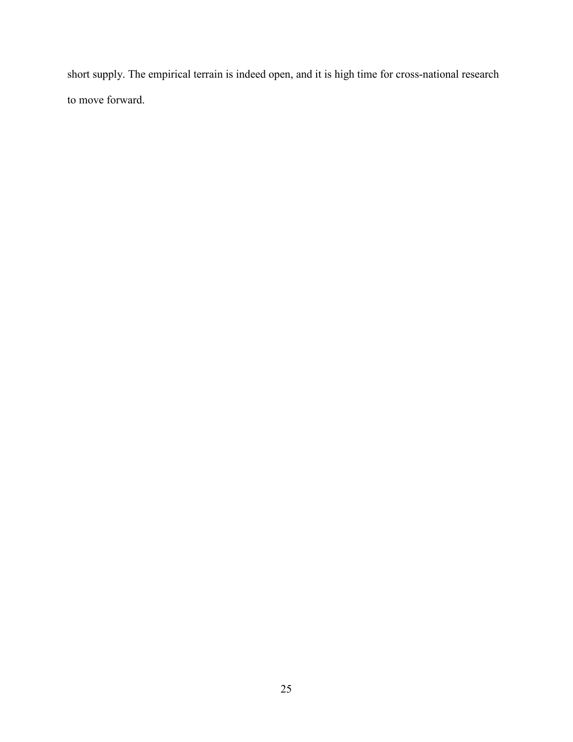short supply. The empirical terrain is indeed open, and it is high time for cross-national research to move forward.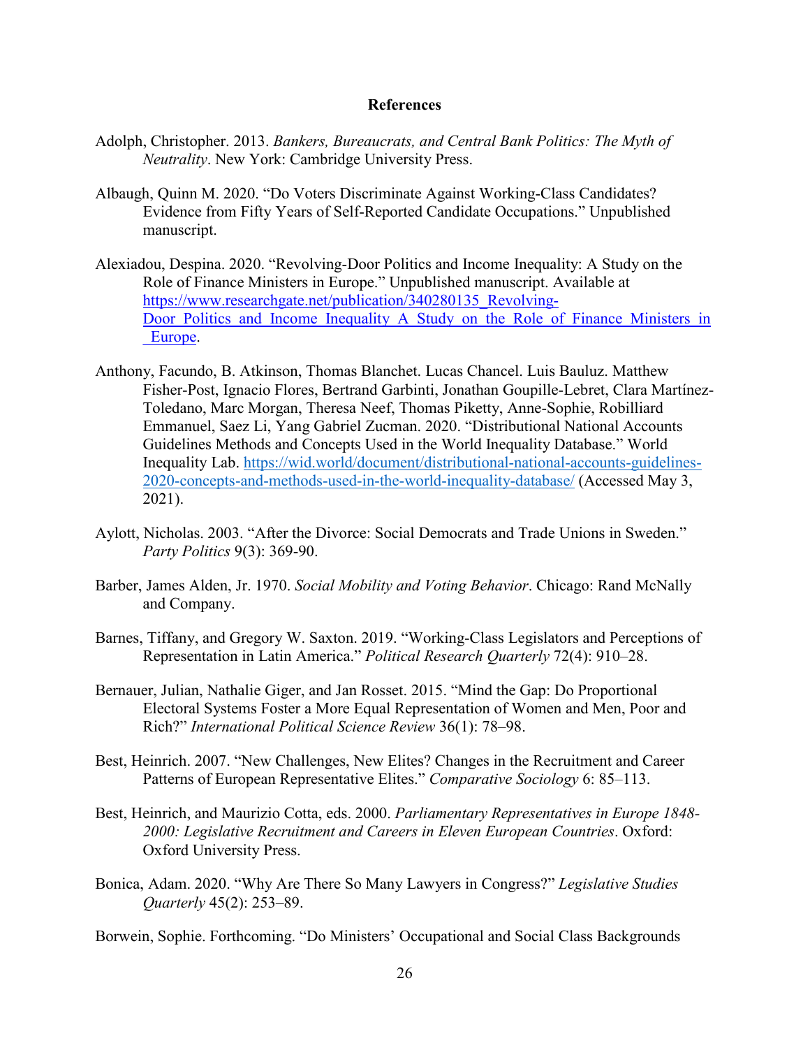## References

Adolph, Christopher. 2013. *Bankers, Bureaucrats, and Central Bank Politics: The Myth of Neutrality*. New York: Cambridge University Press.

Albaugh, Quinn M. 2020. "Do Voters Discriminate Against Working-Class Candidates? Evidence from Fifty Years of Self-Reported Candidate Occupations." Unpublished manuscript.

Alexiadou, Despina. 2020. "Revolving-Door Politics and Income Inequality: A Study on the Role of Finance Ministers in Europe." Unpublished manuscript. Available at https://www.researchgate.net/publication/340280135_Revolving-Door_Politics_and_Income_Inequality_A_Study_on_the_Role_of_Finance_Ministers_in_Europe.

Anthony, Facundo, B. Atkinson, Thomas Blanchet. Lucas Chancel. Luis Bauluz. Matthew Fisher-Post, Ignacio Flores, Bertrand Garbinti, Jonathan Goupille-Lebret, Clara Martínez-Toledano, Marc Morgan, Theresa Neef, Thomas Piketty, Anne-Sophie, Robilliard Emmanuel, Saez Li, Yang Gabriel Zucman. 2020. "Distributional National Accounts Guidelines Methods and Concepts Used in the World Inequality Database." World Inequality Lab. https://wid.world/document/distributional-national-accounts-guidelines-2020-concepts-and-methods-used-in-the-world-inequality-database/ (Accessed May 3, 2021).

Aylott, Nicholas. 2003. "After the Divorce: Social Democrats and Trade Unions in Sweden." *Party Politics* 9(3): 369-90.

Barber, James Alden, Jr. 1970. *Social Mobility and Voting Behavior*. Chicago: Rand McNally and Company.

Barnes, Tiffany, and Gregory W. Saxton. 2019. "Working-Class Legislators and Perceptions of Representation in Latin America." *Political Research Quarterly* 72(4): 910–28.

Bernauer, Julian, Nathalie Giger, and Jan Rosset. 2015. "Mind the Gap: Do Proportional Electoral Systems Foster a More Equal Representation of Women and Men, Poor and Rich?" *International Political Science Review* 36(1): 78–98.

Best, Heinrich. 2007. "New Challenges, New Elites? Changes in the Recruitment and Career Patterns of European Representative Elites." *Comparative Sociology* 6: 85–113.

Best, Heinrich, and Maurizio Cotta, eds. 2000. *Parliamentary Representatives in Europe 1848-2000: Legislative Recruitment and Careers in Eleven European Countries*. Oxford: Oxford University Press.

Bonica, Adam. 2020. "Why Are There So Many Lawyers in Congress?" *Legislative Studies Quarterly* 45(2): 253–89.

Borwein, Sophie. Forthcoming. "Do Ministers' Occupational and Social Class Backgrounds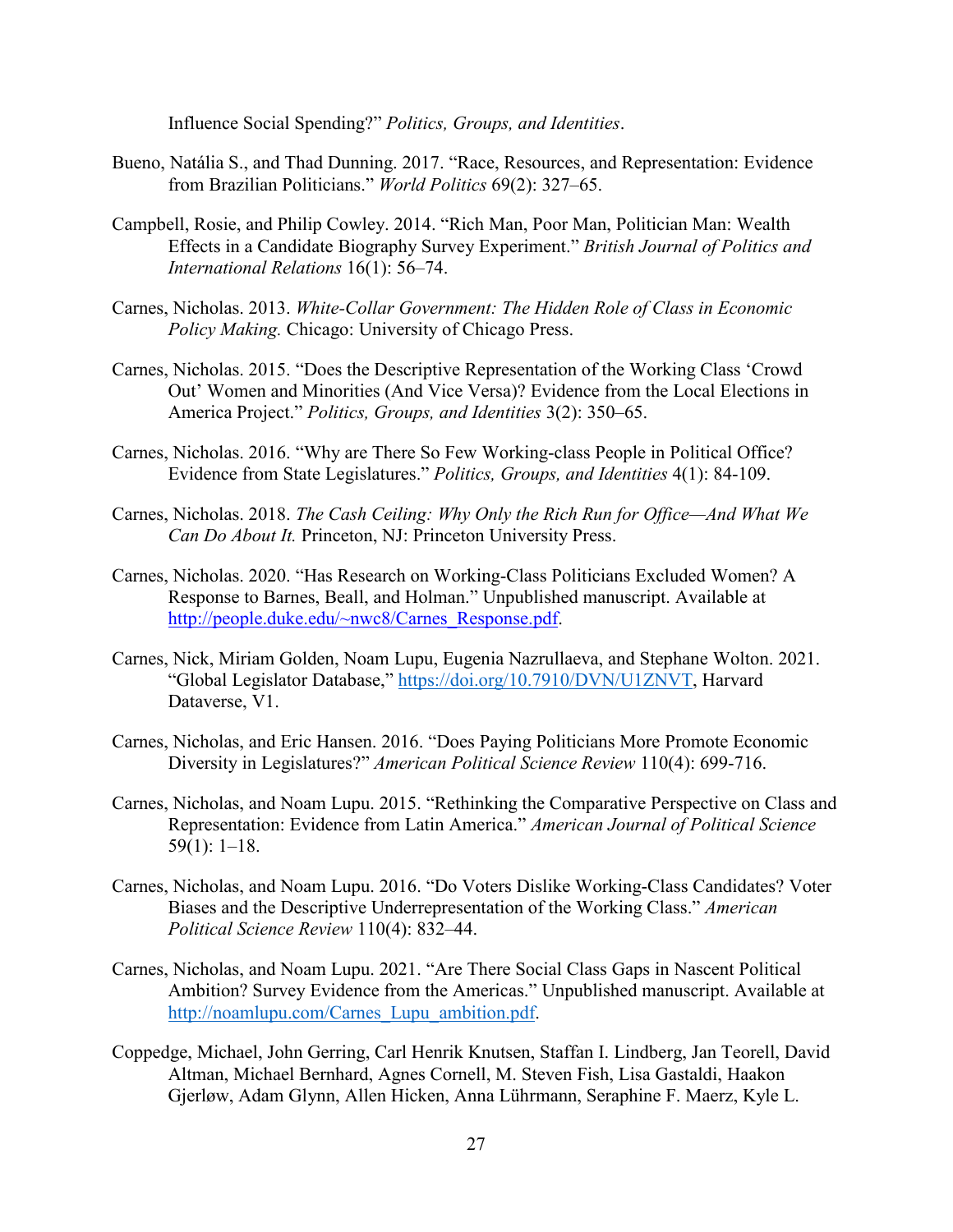Influence Social Spending?" *Politics, Groups, and Identities*.

Bueno, Natália S., and Thad Dunning. 2017. "Race, Resources, and Representation: Evidence from Brazilian Politicians." *World Politics* 69(2): 327–65.

Campbell, Rosie, and Philip Cowley. 2014. "Rich Man, Poor Man, Politician Man: Wealth Effects in a Candidate Biography Survey Experiment." *British Journal of Politics and International Relations* 16(1): 56–74.

Carnes, Nicholas. 2013. *White-Collar Government: The Hidden Role of Class in Economic Policy Making.* Chicago: University of Chicago Press.

Carnes, Nicholas. 2015. "Does the Descriptive Representation of the Working Class 'Crowd Out' Women and Minorities (And Vice Versa)? Evidence from the Local Elections in America Project." *Politics, Groups, and Identities* 3(2): 350–65.

Carnes, Nicholas. 2016. "Why are There So Few Working-class People in Political Office? Evidence from State Legislatures." *Politics, Groups, and Identities* 4(1): 84-109.

Carnes, Nicholas. 2018. *The Cash Ceiling: Why Only the Rich Run for Office—And What We Can Do About It.* Princeton, NJ: Princeton University Press.

Carnes, Nicholas. 2020. "Has Research on Working-Class Politicians Excluded Women? A Response to Barnes, Beall, and Holman." Unpublished manuscript. Available at [http://people.duke.edu/~nwc8/Carnes_Response.pdf](http://people.duke.edu/~nwc8/Carnes_Response.pdf).

Carnes, Nick, Miriam Golden, Noam Lupu, Eugenia Nazrullaeva, and Stephane Wolton. 2021. "Global Legislator Database," [https://doi.org/10.7910/DVN/U1ZNVT](https://doi.org/10.7910/DVN/U1ZNVT), Harvard Dataverse, V1.

Carnes, Nicholas, and Eric Hansen. 2016. "Does Paying Politicians More Promote Economic Diversity in Legislatures?" *American Political Science Review* 110(4): 699-716.

Carnes, Nicholas, and Noam Lupu. 2015. "Rethinking the Comparative Perspective on Class and Representation: Evidence from Latin America." *American Journal of Political Science* 59(1): 1–18.

Carnes, Nicholas, and Noam Lupu. 2016. "Do Voters Dislike Working-Class Candidates? Voter Biases and the Descriptive Underrepresentation of the Working Class." *American Political Science Review* 110(4): 832–44.

Carnes, Nicholas, and Noam Lupu. 2021. "Are There Social Class Gaps in Nascent Political Ambition? Survey Evidence from the Americas." Unpublished manuscript. Available at [http://noamlupu.com/Carnes_Lupu_ambition.pdf](http://noamlupu.com/Carnes_Lupu_ambition.pdf).

Coppedge, Michael, John Gerring, Carl Henrik Knutsen, Staffan I. Lindberg, Jan Teorell, David Altman, Michael Bernhard, Agnes Cornell, M. Steven Fish, Lisa Gastaldi, Haakon Gjerløw, Adam Glynn, Allen Hicken, Anna Lührmann, Seraphine F. Maerz, Kyle L.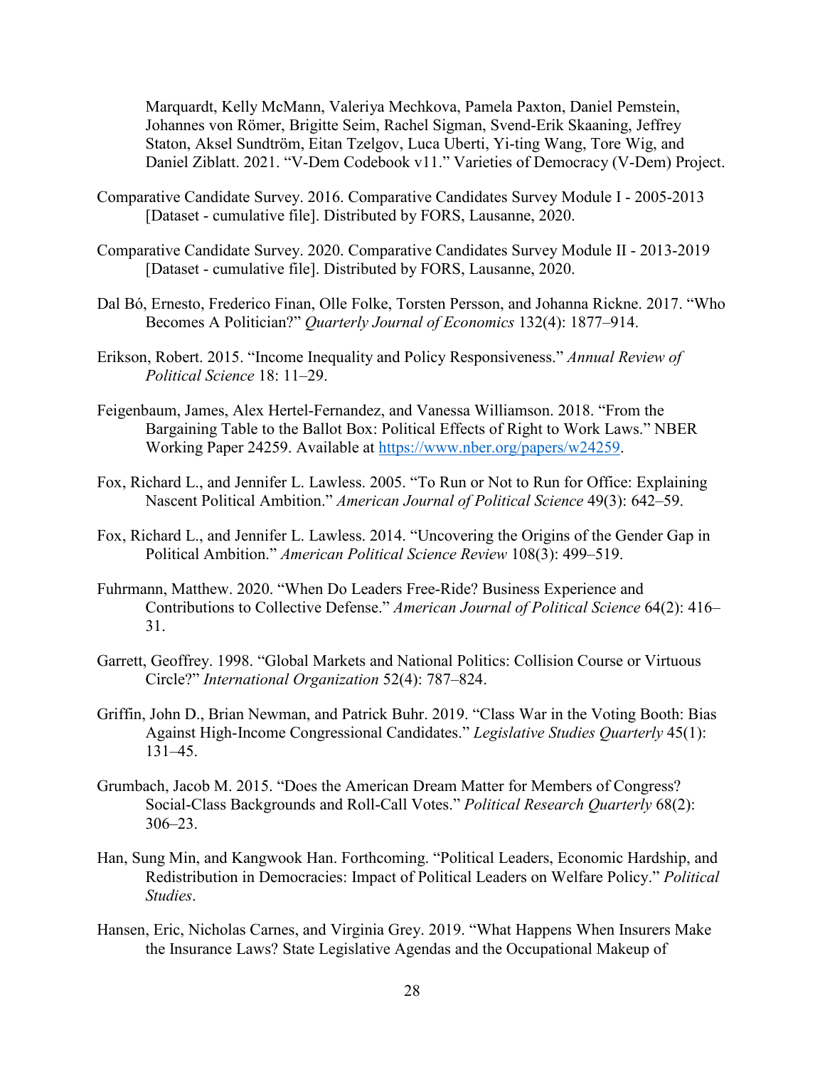Marquardt, Kelly McMann, Valeriya Mechkova, Pamela Paxton, Daniel Pemstein, Johannes von Römer, Brigitte Seim, Rachel Sigman, Svend-Erik Skaaning, Jeffrey Staton, Aksel Sundtröm, Eitan Tzelgov, Luca Uberti, Yi-ting Wang, Tore Wig, and Daniel Ziblatt. 2021. "V-Dem Codebook v11." Varieties of Democracy (V-Dem) Project.

Comparative Candidate Survey. 2016. Comparative Candidates Survey Module I - 2005-2013 [Dataset - cumulative file]. Distributed by FORS, Lausanne, 2020.

Comparative Candidate Survey. 2020. Comparative Candidates Survey Module II - 2013-2019 [Dataset - cumulative file]. Distributed by FORS, Lausanne, 2020.

Dal Bó, Ernesto, Frederico Finan, Olle Folke, Torsten Persson, and Johanna Rickne. 2017. "Who Becomes A Politician?" *Quarterly Journal of Economics* 132(4): 1877–914.

Erikson, Robert. 2015. "Income Inequality and Policy Responsiveness." *Annual Review of Political Science* 18: 11–29.

Feigenbaum, James, Alex Hertel-Fernandez, and Vanessa Williamson. 2018. "From the Bargaining Table to the Ballot Box: Political Effects of Right to Work Laws." NBER Working Paper 24259. Available at https://www.nber.org/papers/w24259.

Fox, Richard L., and Jennifer L. Lawless. 2005. "To Run or Not to Run for Office: Explaining Nascent Political Ambition." *American Journal of Political Science* 49(3): 642–59.

Fox, Richard L., and Jennifer L. Lawless. 2014. "Uncovering the Origins of the Gender Gap in Political Ambition." *American Political Science Review* 108(3): 499–519.

Fuhrmann, Matthew. 2020. "When Do Leaders Free-Ride? Business Experience and Contributions to Collective Defense." *American Journal of Political Science* 64(2): 416–31.

Garrett, Geoffrey. 1998. "Global Markets and National Politics: Collision Course or Virtuous Circle?" *International Organization* 52(4): 787–824.

Griffin, John D., Brian Newman, and Patrick Buhr. 2019. "Class War in the Voting Booth: Bias Against High-Income Congressional Candidates." *Legislative Studies Quarterly* 45(1): 131–45.

Grumbach, Jacob M. 2015. "Does the American Dream Matter for Members of Congress? Social-Class Backgrounds and Roll-Call Votes." *Political Research Quarterly* 68(2): 306–23.

Han, Sung Min, and Kangwook Han. Forthcoming. "Political Leaders, Economic Hardship, and Redistribution in Democracies: Impact of Political Leaders on Welfare Policy." *Political Studies*.

Hansen, Eric, Nicholas Carnes, and Virginia Grey. 2019. "What Happens When Insurers Make the Insurance Laws? State Legislative Agendas and the Occupational Makeup of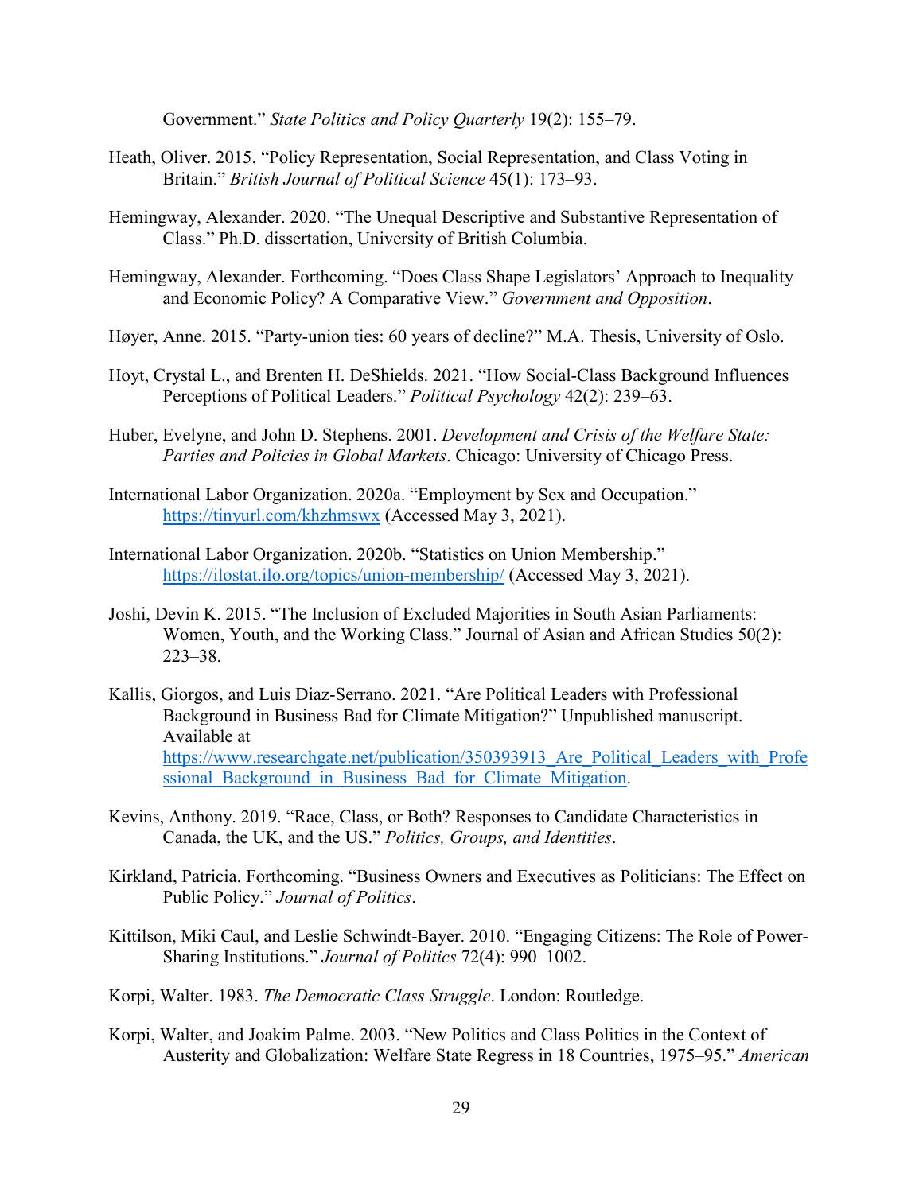Government." *State Politics and Policy Quarterly* 19(2): 155–79.

Heath, Oliver. 2015. "Policy Representation, Social Representation, and Class Voting in Britain." *British Journal of Political Science* 45(1): 173–93.

Hemingway, Alexander. 2020. "The Unequal Descriptive and Substantive Representation of Class." Ph.D. dissertation, University of British Columbia.

Hemingway, Alexander. Forthcoming. "Does Class Shape Legislators' Approach to Inequality and Economic Policy? A Comparative View." *Government and Opposition*.

Høyer, Anne. 2015. "Party-union ties: 60 years of decline?" M.A. Thesis, University of Oslo.

Hoyt, Crystal L., and Brenten H. DeShields. 2021. "How Social-Class Background Influences Perceptions of Political Leaders." *Political Psychology* 42(2): 239–63.

Huber, Evelyne, and John D. Stephens. 2001. *Development and Crisis of the Welfare State: Parties and Policies in Global Markets*. Chicago: University of Chicago Press.

International Labor Organization. 2020a. "Employment by Sex and Occupation." https://tinyurl.com/khzhmswx (Accessed May 3, 2021).

International Labor Organization. 2020b. "Statistics on Union Membership." https://ilostat.ilo.org/topics/union-membership/ (Accessed May 3, 2021).

Joshi, Devin K. 2015. "The Inclusion of Excluded Majorities in South Asian Parliaments: Women, Youth, and the Working Class." Journal of Asian and African Studies 50(2): 223–38.

Kallis, Giorgos, and Luis Diaz-Serrano. 2021. "Are Political Leaders with Professional Background in Business Bad for Climate Mitigation?" Unpublished manuscript. Available at https://www.researchgate.net/publication/350393913_Are_Political_Leaders_with_Professional_Background_in_Business_Bad_for_Climate_Mitigation.

Kevins, Anthony. 2019. "Race, Class, or Both? Responses to Candidate Characteristics in Canada, the UK, and the US." *Politics, Groups, and Identities*.

Kirkland, Patricia. Forthcoming. "Business Owners and Executives as Politicians: The Effect on Public Policy." *Journal of Politics*.

Kittilson, Miki Caul, and Leslie Schwindt-Bayer. 2010. "Engaging Citizens: The Role of Power-Sharing Institutions." *Journal of Politics* 72(4): 990–1002.

Korpi, Walter. 1983. *The Democratic Class Struggle*. London: Routledge.

Korpi, Walter, and Joakim Palme. 2003. "New Politics and Class Politics in the Context of Austerity and Globalization: Welfare State Regress in 18 Countries, 1975–95." *American*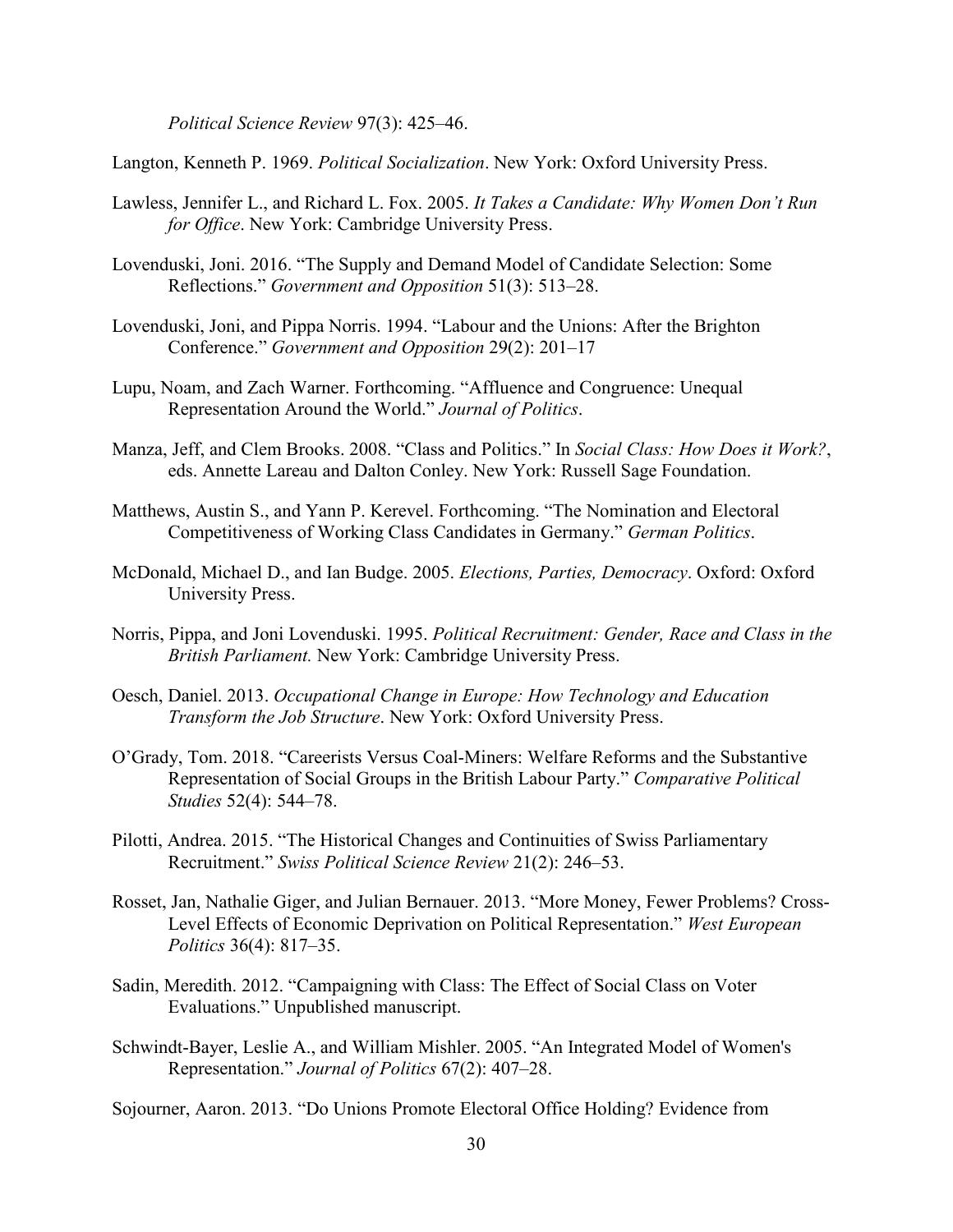*Political Science Review* 97(3): 425–46.

Langton, Kenneth P. 1969. *Political Socialization*. New York: Oxford University Press.

Lawless, Jennifer L., and Richard L. Fox. 2005. *It Takes a Candidate: Why Women Don't Run for Office*. New York: Cambridge University Press.

Lovenduski, Joni. 2016. "The Supply and Demand Model of Candidate Selection: Some Reflections." *Government and Opposition* 51(3): 513–28.

Lovenduski, Joni, and Pippa Norris. 1994. "Labour and the Unions: After the Brighton Conference." *Government and Opposition* 29(2): 201–17

Lupu, Noam, and Zach Warner. Forthcoming. "Affluence and Congruence: Unequal Representation Around the World." *Journal of Politics*.

Manza, Jeff, and Clem Brooks. 2008. "Class and Politics." In *Social Class: How Does it Work?*, eds. Annette Lareau and Dalton Conley. New York: Russell Sage Foundation.

Matthews, Austin S., and Yann P. Kerevel. Forthcoming. "The Nomination and Electoral Competitiveness of Working Class Candidates in Germany." *German Politics*.

McDonald, Michael D., and Ian Budge. 2005. *Elections, Parties, Democracy*. Oxford: Oxford University Press.

Norris, Pippa, and Joni Lovenduski. 1995. *Political Recruitment: Gender, Race and Class in the British Parliament.* New York: Cambridge University Press.

Oesch, Daniel. 2013. *Occupational Change in Europe: How Technology and Education Transform the Job Structure*. New York: Oxford University Press.

O'Grady, Tom. 2018. "Careerists Versus Coal-Miners: Welfare Reforms and the Substantive Representation of Social Groups in the British Labour Party." *Comparative Political Studies* 52(4): 544–78.

Pilotti, Andrea. 2015. "The Historical Changes and Continuities of Swiss Parliamentary Recruitment." *Swiss Political Science Review* 21(2): 246–53.

Rosset, Jan, Nathalie Giger, and Julian Bernauer. 2013. "More Money, Fewer Problems? Cross-Level Effects of Economic Deprivation on Political Representation." *West European Politics* 36(4): 817–35.

Sadin, Meredith. 2012. "Campaigning with Class: The Effect of Social Class on Voter Evaluations." Unpublished manuscript.

Schwindt-Bayer, Leslie A., and William Mishler. 2005. "An Integrated Model of Women's Representation." *Journal of Politics* 67(2): 407–28.

Sojourner, Aaron. 2013. "Do Unions Promote Electoral Office Holding? Evidence from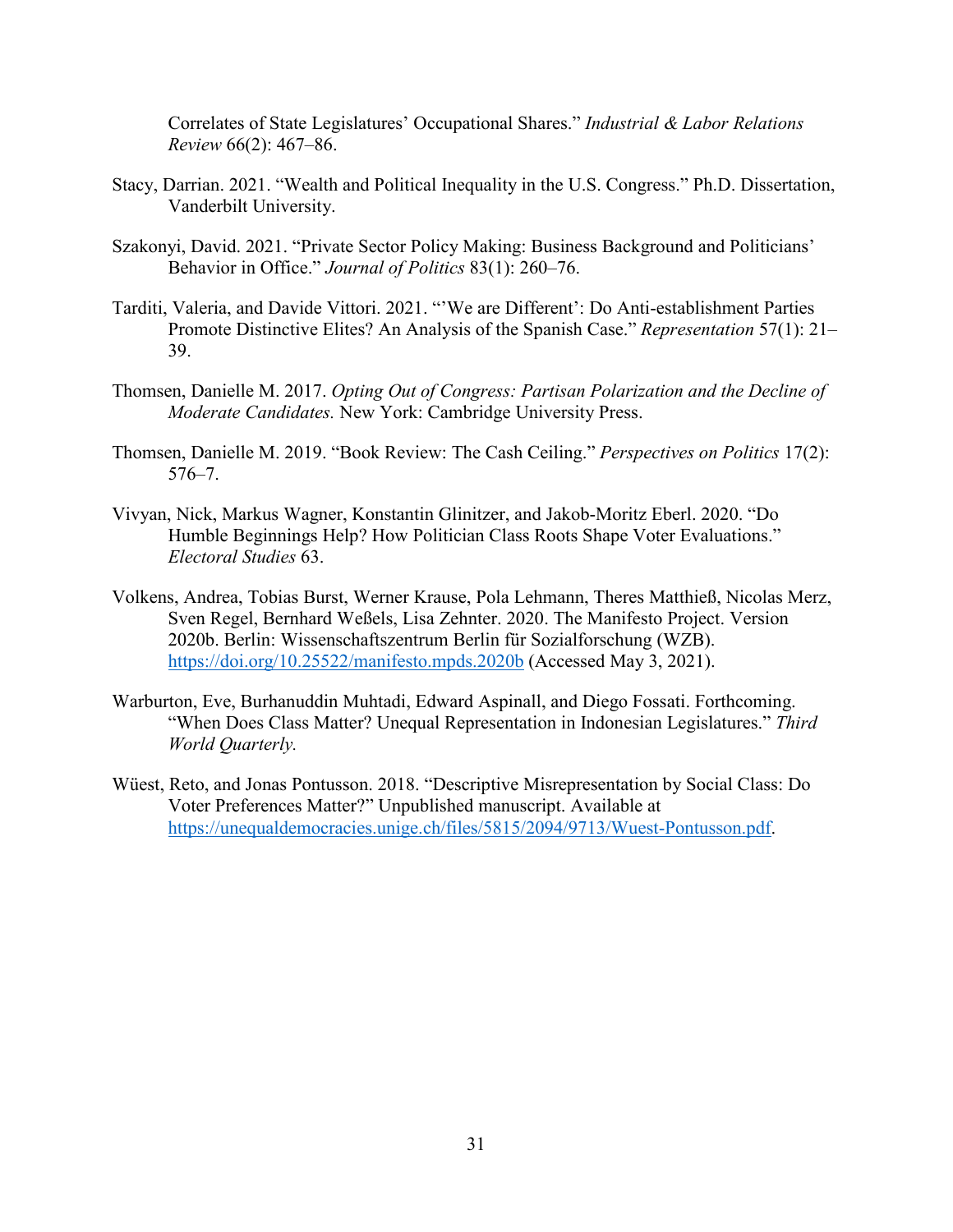Correlates of State Legislatures' Occupational Shares." *Industrial & Labor Relations Review* 66(2): 467–86.

Stacy, Darrian. 2021. "Wealth and Political Inequality in the U.S. Congress." Ph.D. Dissertation, Vanderbilt University.

Szakonyi, David. 2021. "Private Sector Policy Making: Business Background and Politicians' Behavior in Office." *Journal of Politics* 83(1): 260–76.

Tarditi, Valeria, and Davide Vittori. 2021. "'We are Different': Do Anti-establishment Parties Promote Distinctive Elites? An Analysis of the Spanish Case." *Representation* 57(1): 21–39.

Thomsen, Danielle M. 2017. *Opting Out of Congress: Partisan Polarization and the Decline of Moderate Candidates.* New York: Cambridge University Press.

Thomsen, Danielle M. 2019. "Book Review: The Cash Ceiling." *Perspectives on Politics* 17(2): 576–7.

Vivyan, Nick, Markus Wagner, Konstantin Glinitzer, and Jakob-Moritz Eberl. 2020. "Do Humble Beginnings Help? How Politician Class Roots Shape Voter Evaluations." *Electoral Studies* 63.

Volkens, Andrea, Tobias Burst, Werner Krause, Pola Lehmann, Theres Matthieß, Nicolas Merz, Sven Regel, Bernhard Weßels, Lisa Zehnter. 2020. The Manifesto Project. Version 2020b. Berlin: Wissenschaftszentrum Berlin für Sozialforschung (WZB). https://doi.org/10.25522/manifesto.mpds.2020b (Accessed May 3, 2021).

Warburton, Eve, Burhanuddin Muhtadi, Edward Aspinall, and Diego Fossati. Forthcoming. "When Does Class Matter? Unequal Representation in Indonesian Legislatures." *Third World Quarterly.*

Wüest, Reto, and Jonas Pontusson. 2018. "Descriptive Misrepresentation by Social Class: Do Voter Preferences Matter?" Unpublished manuscript. Available at https://unequaldemocracies.unige.ch/files/5815/2094/9713/Wuest-Pontusson.pdf.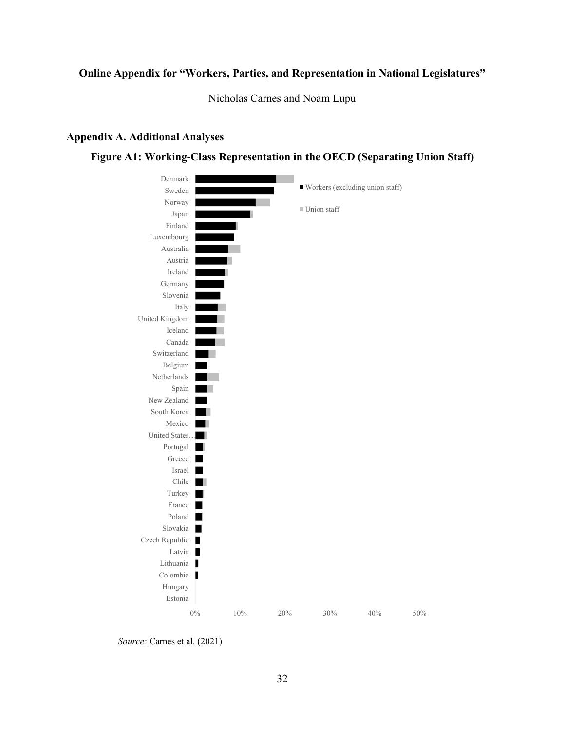**Online Appendix for "Workers, Parties, and Representation in National Legislatures"**

Nicholas Carnes and Noam Lupu

## Appendix A. Additional Analyses

### Figure A1: Working-Class Representation in the OECD (Separating Union Staff)

*Source:* Carnes et al. (2021)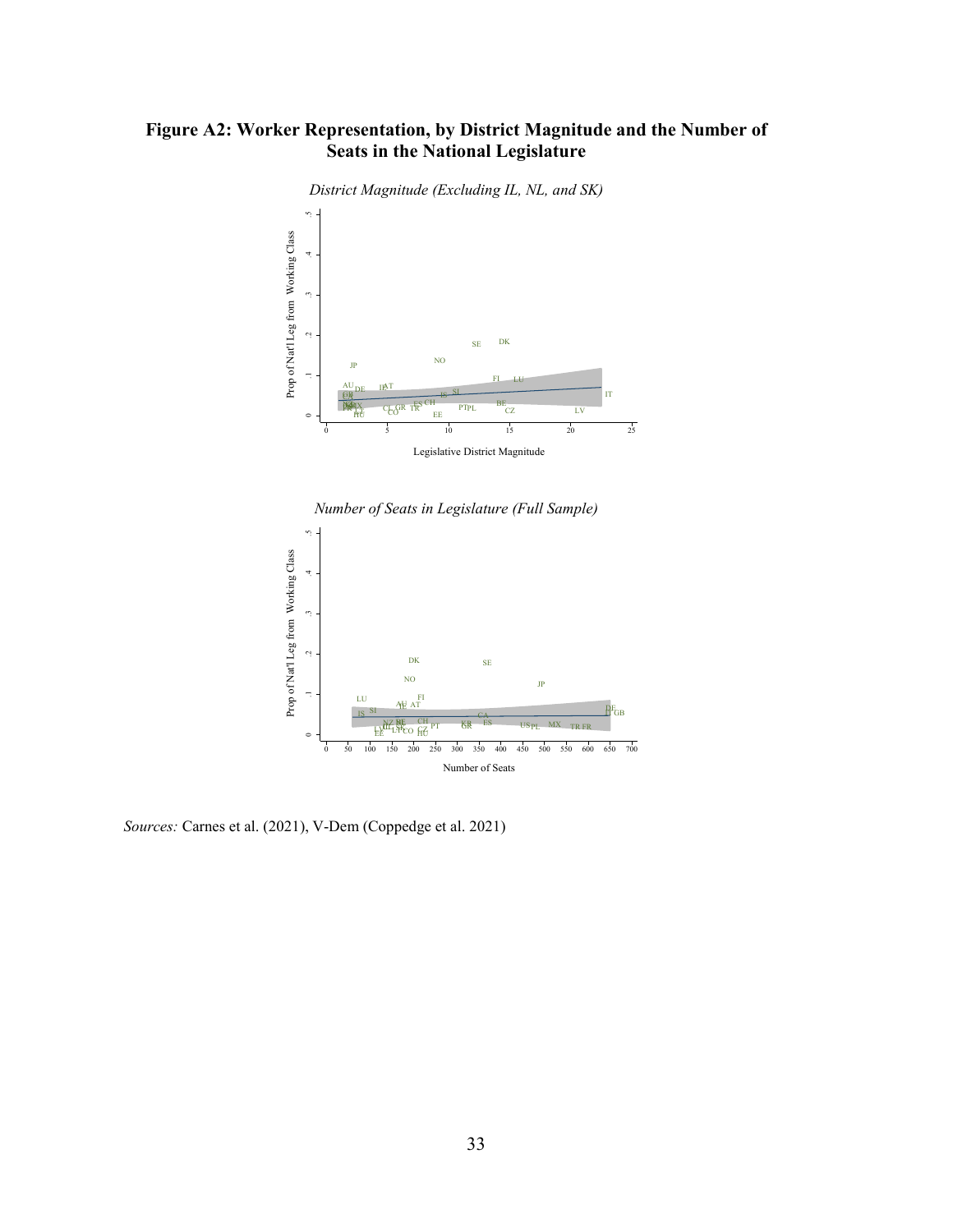**Figure A2: Worker Representation, by District Magnitude and the Number of Seats in the National Legislature**

*District Magnitude (Excluding IL, NL, and SK)*

*Number of Seats in Legislature (Full Sample)*

*Sources:* Carnes et al. (2021), V-Dem (Coppedge et al. 2021)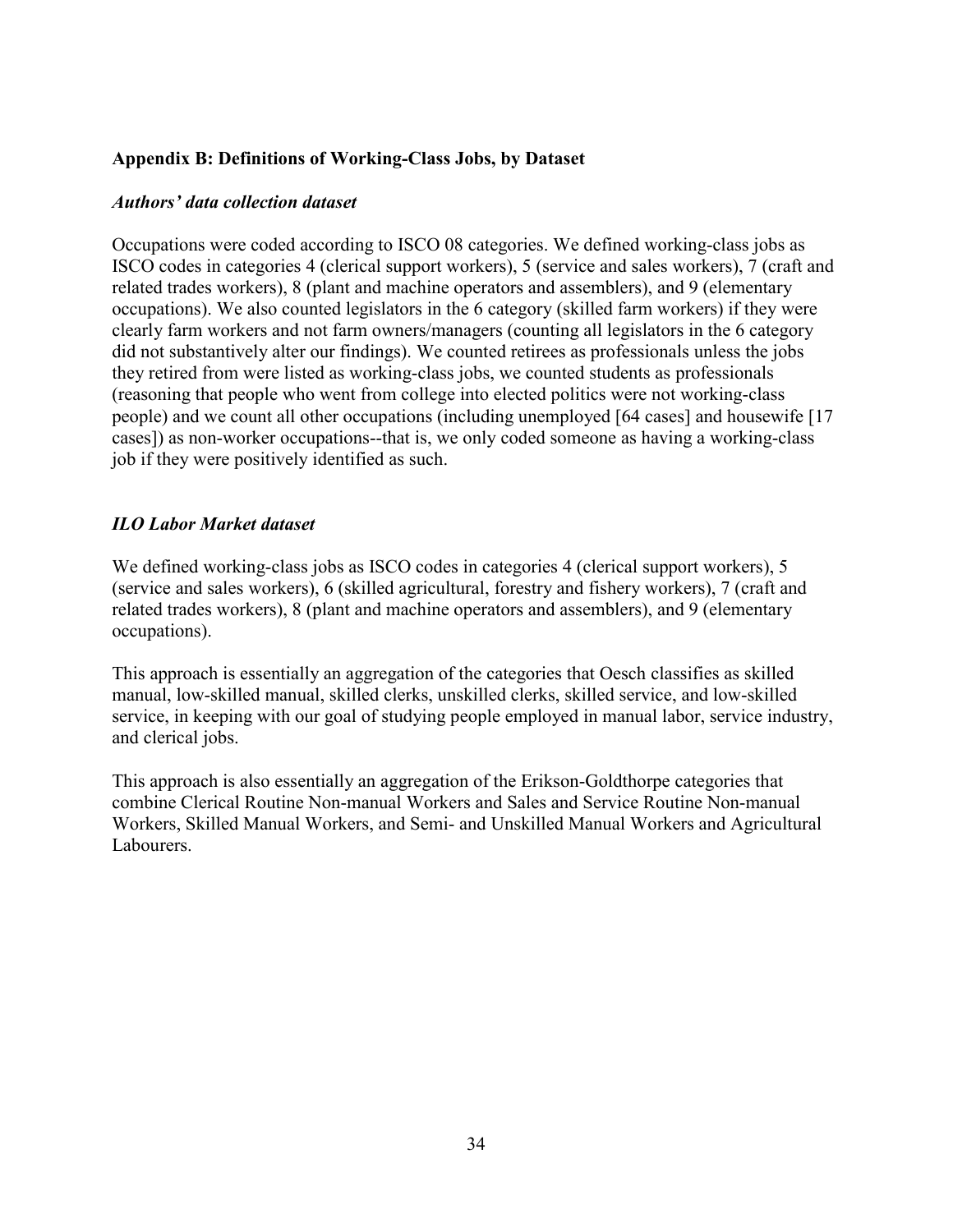## Appendix B: Definitions of Working-Class Jobs, by Dataset

### *Authors' data collection dataset*

Occupations were coded according to ISCO 08 categories. We defined working-class jobs as ISCO codes in categories 4 (clerical support workers), 5 (service and sales workers), 7 (craft and related trades workers), 8 (plant and machine operators and assemblers), and 9 (elementary occupations). We also counted legislators in the 6 category (skilled farm workers) if they were clearly farm workers and not farm owners/managers (counting all legislators in the 6 category did not substantively alter our findings). We counted retirees as professionals unless the jobs they retired from were listed as working-class jobs, we counted students as professionals (reasoning that people who went from college into elected politics were not working-class people) and we count all other occupations (including unemployed [64 cases] and housewife [17 cases]) as non-worker occupations--that is, we only coded someone as having a working-class job if they were positively identified as such.

### *ILO Labor Market dataset*

We defined working-class jobs as ISCO codes in categories 4 (clerical support workers), 5 (service and sales workers), 6 (skilled agricultural, forestry and fishery workers), 7 (craft and related trades workers), 8 (plant and machine operators and assemblers), and 9 (elementary occupations).

This approach is essentially an aggregation of the categories that Oesch classifies as skilled manual, low-skilled manual, skilled clerks, unskilled clerks, skilled service, and low-skilled service, in keeping with our goal of studying people employed in manual labor, service industry, and clerical jobs.

This approach is also essentially an aggregation of the Erikson-Goldthorpe categories that combine Clerical Routine Non-manual Workers and Sales and Service Routine Non-manual Workers, Skilled Manual Workers, and Semi- and Unskilled Manual Workers and Agricultural Labourers.